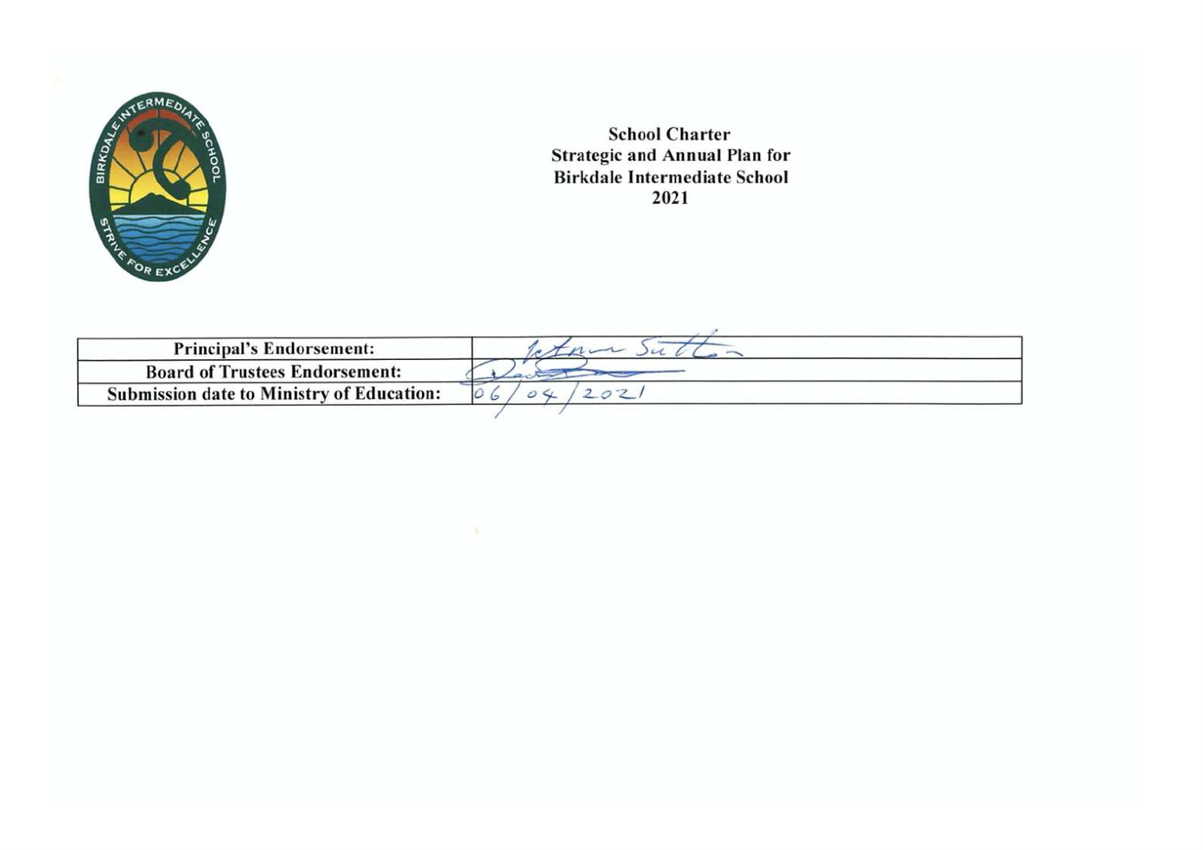# School Charter
## Strategic and Annual Plan for Birkdale Intermediate School
## 2021

| Principal's Endorsement: | Johann Sutton |
|---|---|
| Board of Trustees Endorsement: | |
| Submission date to Ministry of Education: | 06/04/2021 |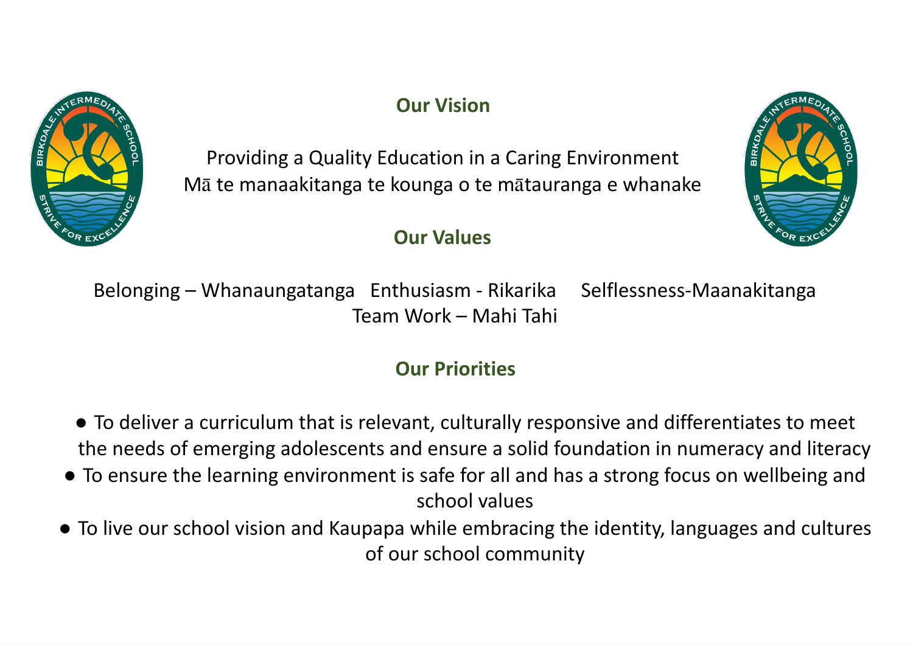## Our Vision

Providing a Quality Education in a Caring Environment
Mā te manaakitanga te kounga o te mātauranga e whanake

## Our Values

Belonging – Whanaungatanga   Enthusiasm - Rikarika   Selflessness-Maanakitanga
Team Work – Mahi Tahi

## Our Priorities

- To deliver a curriculum that is relevant, culturally responsive and differentiates to meet the needs of emerging adolescents and ensure a solid foundation in numeracy and literacy
- To ensure the learning environment is safe for all and has a strong focus on wellbeing and school values
- To live our school vision and Kaupapa while embracing the identity, languages and cultures of our school community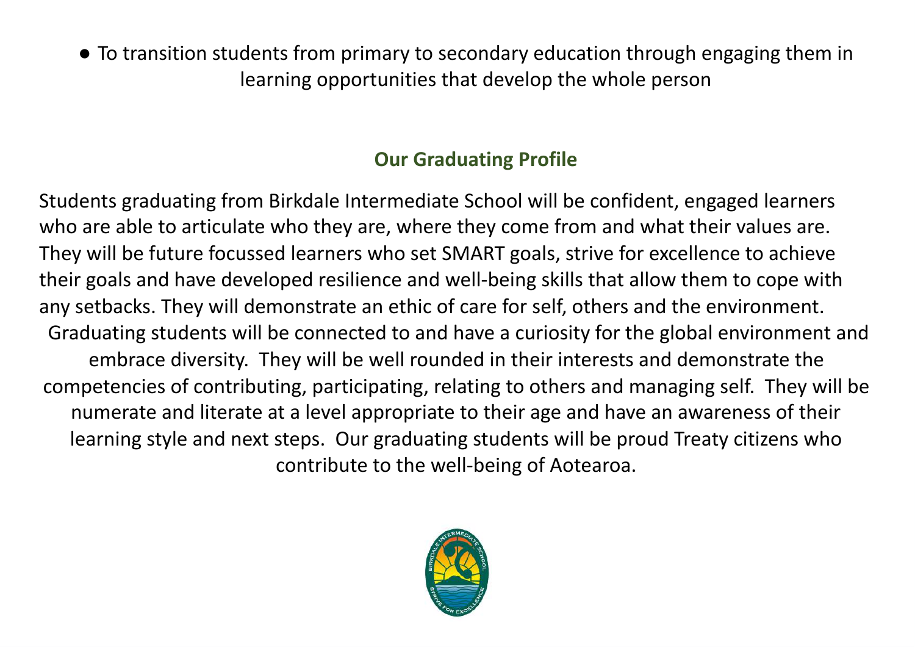- To transition students from primary to secondary education through engaging them in learning opportunities that develop the whole person

## Our Graduating Profile

Students graduating from Birkdale Intermediate School will be confident, engaged learners who are able to articulate who they are, where they come from and what their values are. They will be future focussed learners who set SMART goals, strive for excellence to achieve their goals and have developed resilience and well-being skills that allow them to cope with any setbacks. They will demonstrate an ethic of care for self, others and the environment. Graduating students will be connected to and have a curiosity for the global environment and embrace diversity. They will be well rounded in their interests and demonstrate the competencies of contributing, participating, relating to others and managing self. They will be numerate and literate at a level appropriate to their age and have an awareness of their learning style and next steps. Our graduating students will be proud Treaty citizens who contribute to the well-being of Aotearoa.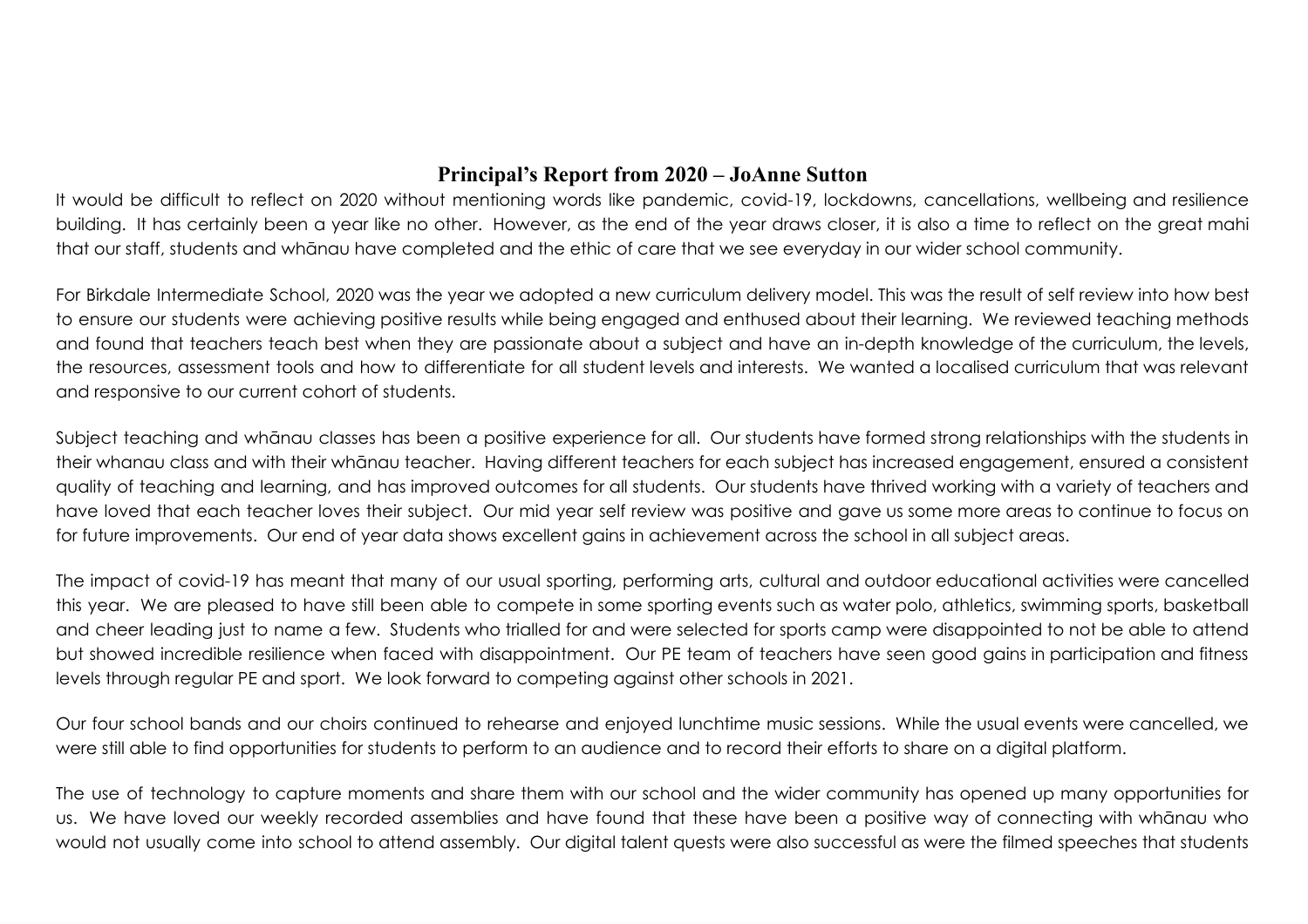## Principal's Report from 2020 – JoAnne Sutton

It would be difficult to reflect on 2020 without mentioning words like pandemic, covid-19, lockdowns, cancellations, wellbeing and resilience building. It has certainly been a year like no other. However, as the end of the year draws closer, it is also a time to reflect on the great mahi that our staff, students and whānau have completed and the ethic of care that we see everyday in our wider school community.

For Birkdale Intermediate School, 2020 was the year we adopted a new curriculum delivery model. This was the result of self review into how best to ensure our students were achieving positive results while being engaged and enthused about their learning. We reviewed teaching methods and found that teachers teach best when they are passionate about a subject and have an in-depth knowledge of the curriculum, the levels, the resources, assessment tools and how to differentiate for all student levels and interests. We wanted a localised curriculum that was relevant and responsive to our current cohort of students.

Subject teaching and whānau classes has been a positive experience for all. Our students have formed strong relationships with the students in their whanau class and with their whānau teacher. Having different teachers for each subject has increased engagement, ensured a consistent quality of teaching and learning, and has improved outcomes for all students. Our students have thrived working with a variety of teachers and have loved that each teacher loves their subject. Our mid year self review was positive and gave us some more areas to continue to focus on for future improvements. Our end of year data shows excellent gains in achievement across the school in all subject areas.

The impact of covid-19 has meant that many of our usual sporting, performing arts, cultural and outdoor educational activities were cancelled this year. We are pleased to have still been able to compete in some sporting events such as water polo, athletics, swimming sports, basketball and cheer leading just to name a few. Students who trialled for and were selected for sports camp were disappointed to not be able to attend but showed incredible resilience when faced with disappointment. Our PE team of teachers have seen good gains in participation and fitness levels through regular PE and sport. We look forward to competing against other schools in 2021.

Our four school bands and our choirs continued to rehearse and enjoyed lunchtime music sessions. While the usual events were cancelled, we were still able to find opportunities for students to perform to an audience and to record their efforts to share on a digital platform.

The use of technology to capture moments and share them with our school and the wider community has opened up many opportunities for us. We have loved our weekly recorded assemblies and have found that these have been a positive way of connecting with whānau who would not usually come into school to attend assembly. Our digital talent quests were also successful as were the filmed speeches that students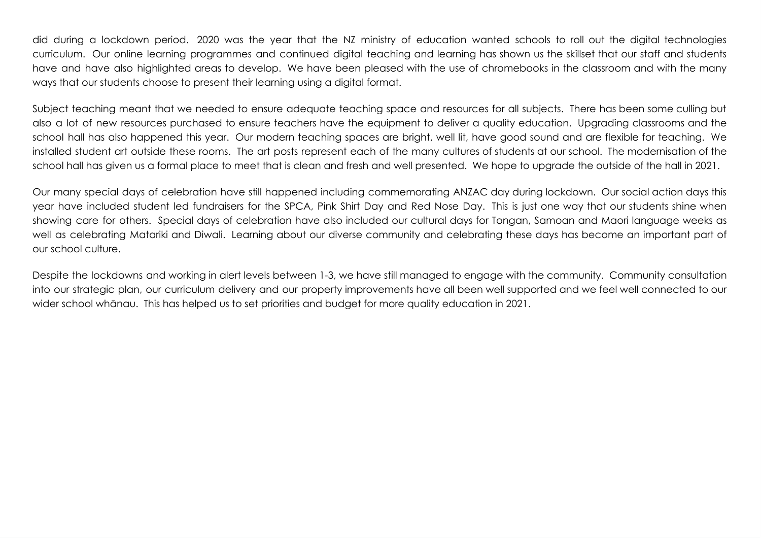did during a lockdown period. 2020 was the year that the NZ ministry of education wanted schools to roll out the digital technologies curriculum. Our online learning programmes and continued digital teaching and learning has shown us the skillset that our staff and students have and have also highlighted areas to develop. We have been pleased with the use of chromebooks in the classroom and with the many ways that our students choose to present their learning using a digital format.

Subject teaching meant that we needed to ensure adequate teaching space and resources for all subjects. There has been some culling but also a lot of new resources purchased to ensure teachers have the equipment to deliver a quality education. Upgrading classrooms and the school hall has also happened this year. Our modern teaching spaces are bright, well lit, have good sound and are flexible for teaching. We installed student art outside these rooms. The art posts represent each of the many cultures of students at our school. The modernisation of the school hall has given us a formal place to meet that is clean and fresh and well presented. We hope to upgrade the outside of the hall in 2021.

Our many special days of celebration have still happened including commemorating ANZAC day during lockdown. Our social action days this year have included student led fundraisers for the SPCA, Pink Shirt Day and Red Nose Day. This is just one way that our students shine when showing care for others. Special days of celebration have also included our cultural days for Tongan, Samoan and Maori language weeks as well as celebrating Matariki and Diwali. Learning about our diverse community and celebrating these days has become an important part of our school culture.

Despite the lockdowns and working in alert levels between 1-3, we have still managed to engage with the community. Community consultation into our strategic plan, our curriculum delivery and our property improvements have all been well supported and we feel well connected to our wider school whānau. This has helped us to set priorities and budget for more quality education in 2021.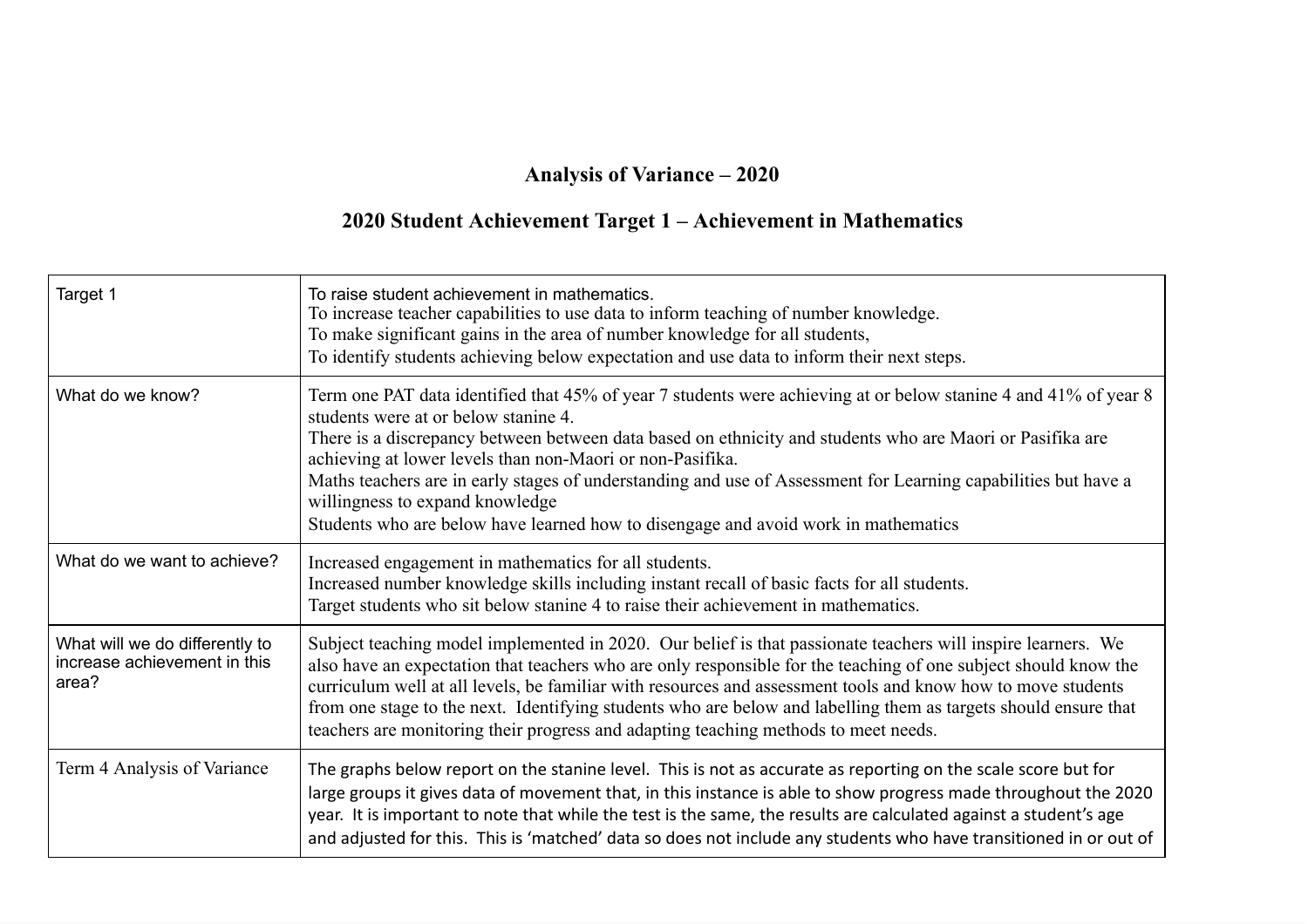**Analysis of Variance – 2020**

**2020 Student Achievement Target 1 – Achievement in Mathematics**

| Target 1 | To raise student achievement in mathematics.<br>To increase teacher capabilities to use data to inform teaching of number knowledge.<br>To make significant gains in the area of number knowledge for all students,<br>To identify students achieving below expectation and use data to inform their next steps. |
|---|---|
| What do we know? | Term one PAT data identified that 45% of year 7 students were achieving at or below stanine 4 and 41% of year 8 students were at or below stanine 4.<br>There is a discrepancy between between data based on ethnicity and students who are Maori or Pasifika are achieving at lower levels than non-Maori or non-Pasifika.<br>Maths teachers are in early stages of understanding and use of Assessment for Learning capabilities but have a willingness to expand knowledge<br>Students who are below have learned how to disengage and avoid work in mathematics |
| What do we want to achieve? | Increased engagement in mathematics for all students.<br>Increased number knowledge skills including instant recall of basic facts for all students.<br>Target students who sit below stanine 4 to raise their achievement in mathematics. |
| What will we do differently to increase achievement in this area? | Subject teaching model implemented in 2020. Our belief is that passionate teachers will inspire learners. We also have an expectation that teachers who are only responsible for the teaching of one subject should know the curriculum well at all levels, be familiar with resources and assessment tools and know how to move students from one stage to the next. Identifying students who are below and labelling them as targets should ensure that teachers are monitoring their progress and adapting teaching methods to meet needs. |
| Term 4 Analysis of Variance | The graphs below report on the stanine level. This is not as accurate as reporting on the scale score but for large groups it gives data of movement that, in this instance is able to show progress made throughout the 2020 year. It is important to note that while the test is the same, the results are calculated against a student's age and adjusted for this. This is 'matched' data so does not include any students who have transitioned in or out of |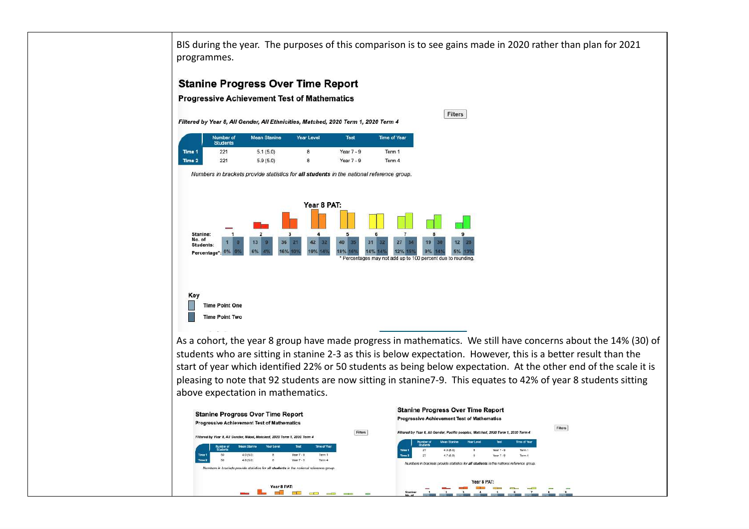BIS during the year. The purposes of this comparison is to see gains made in 2020 rather than plan for 2021 programmes.

### Stanine Progress Over Time Report

**Progressive Achievement Test of Mathematics**

Filters

*Filtered by Year 8, All Gender, All Ethnicities, Matched, 2020 Term 1, 2020 Term 4*

| | Number of Students | Mean Stanine | Year Level | Test | Time of Year |
|---|---|---|---|---|---|
| Time 1 | 221 | 5.1 (5.0) | 8 | Year 7 - 9 | Term 1 |
| Time 2 | 221 | 5.9 (5.0) | 8 | Year 7 - 9 | Term 4 |

*Numbers in brackets provide statistics for **all students** in the national reference group.*

**Year 8 PAT:**

| Stanine: | 1 | | 2 | | 3 | | 4 | | 5 | | 6 | | 7 | | 8 | | 9 | |
|---|---|---|---|---|---|---|---|---|---|---|---|---|---|---|---|---|---|---|
| No. of Students: | 1 | 0 | 13 | 9 | 36 | 21 | 42 | 32 | 40 | 35 | 31 | 32 | 27 | 34 | 19 | 30 | 12 | 28 |
| Percentage*: | 0% | 0% | 6% | 4% | 16% | 10% | 19% | 14% | 18% | 16% | 14% | 14% | 12% | 15% | 9% | 14% | 5% | 13% |

\* Percentages may not add up to 100 percent due to rounding.

Key

- Time Point One
- Time Point Two

As a cohort, the year 8 group have made progress in mathematics. We still have concerns about the 14% (30) of students who are sitting in stanine 2-3 as this is below expectation. However, this is a better result than the start of year which identified 22% or 50 students as being below expectation. At the other end of the scale it is pleasing to note that 92 students are now sitting in stanine7-9. This equates to 42% of year 8 students sitting above expectation in mathematics.

### Stanine Progress Over Time Report

**Progressive Achievement Test of Mathematics**

Filters

*Filtered by Year 8, All Gender, Māori, Matched, 2020 Term 1, 2020 Term 4*

| | Number of Students | Mean Stanine | Year Level | Test | Time of Year |
|---|---|---|---|---|---|
| Time 1 | 50 | 4.0 (5.0) | 8 | Year 7 - 9 | Term 1 |
| Time 2 | 50 | 4.8 (5.0) | 8 | Year 7 - 9 | Term 4 |

*Numbers in brackets provide statistics for **all students** in the national reference group.*

**Year 8 PAT:**

### Stanine Progress Over Time Report

**Progressive Achievement Test of Mathematics**

Filters

*Filtered by Year 8, All Gender, Pacific peoples, Matched, 2020 Term 1, 2020 Term 4*

| | Number of Students | Mean Stanine | Year Level | Test | Time of Year |
|---|---|---|---|---|---|
| Time 1 | 27 | 4.0 (5.0) | 8 | Year 7 - 9 | Term 1 |
| Time 2 | 27 | 4.7 (5.0) | 8 | Year 7 - 9 | Term 4 |

*Numbers in brackets provide statistics for **all students** in the national reference group.*

**Year 8 PAT:**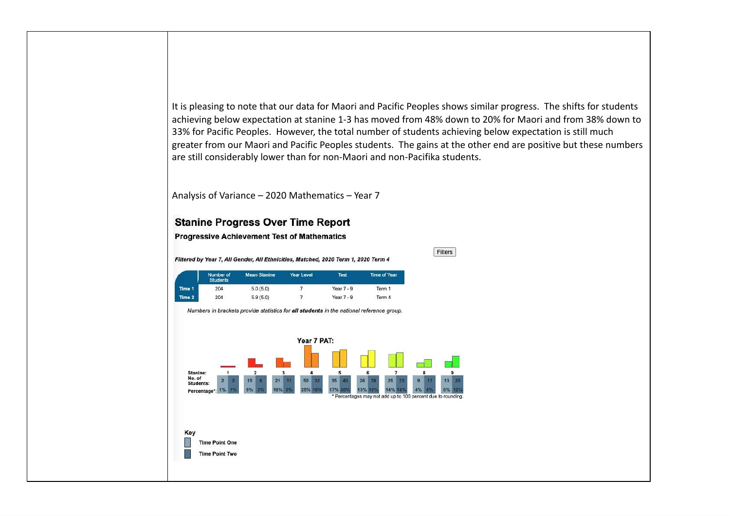It is pleasing to note that our data for Maori and Pacific Peoples shows similar progress. The shifts for students achieving below expectation at stanine 1-3 has moved from 48% down to 20% for Maori and from 38% down to 33% for Pacific Peoples. However, the total number of students achieving below expectation is still much greater from our Maori and Pacific Peoples students. The gains at the other end are positive but these numbers are still considerably lower than for non-Maori and non-Pacifika students.

Analysis of Variance – 2020 Mathematics – Year 7

## Stanine Progress Over Time Report

**Progressive Achievement Test of Mathematics**

Filters

***Filtered by Year 7, All Gender, All Ethnicities, Matched, 2020 Term 1, 2020 Term 4***

| | Number of Students | Mean Stanine | Year Level | Test | Time of Year |
|---|---|---|---|---|---|
| Time 1 | 204 | 5.0 (5.0) | 7 | Year 7 - 9 | Term 1 |
| Time 2 | 204 | 5.9 (5.0) | 7 | Year 7 - 9 | Term 4 |

*Numbers in brackets provide statistics for **all students** in the national reference group.*

**Year 7 PAT:**

| Stanine: | 1 | | 2 | | 3 | | 4 | | 5 | | 6 | | 7 | | 8 | | 9 | |
|---|---|---|---|---|---|---|---|---|---|---|---|---|---|---|---|---|---|---|
| No. of Students: | 2 | 2 | 19 | 6 | 21 | 11 | 50 | 32 | 35 | 40 | 26 | 38 | 29 | 33 | 9 | 17 | 13 | 25 |
| Percentage*: | 1% | 1% | 9% | 3% | 10% | 5% | 25% | 16% | 17% | 20% | 13% | 19% | 14% | 16% | 4% | 8% | 6% | 12% |

\* Percentages may not add up to 100 percent due to rounding

Key

- Time Point One
- Time Point Two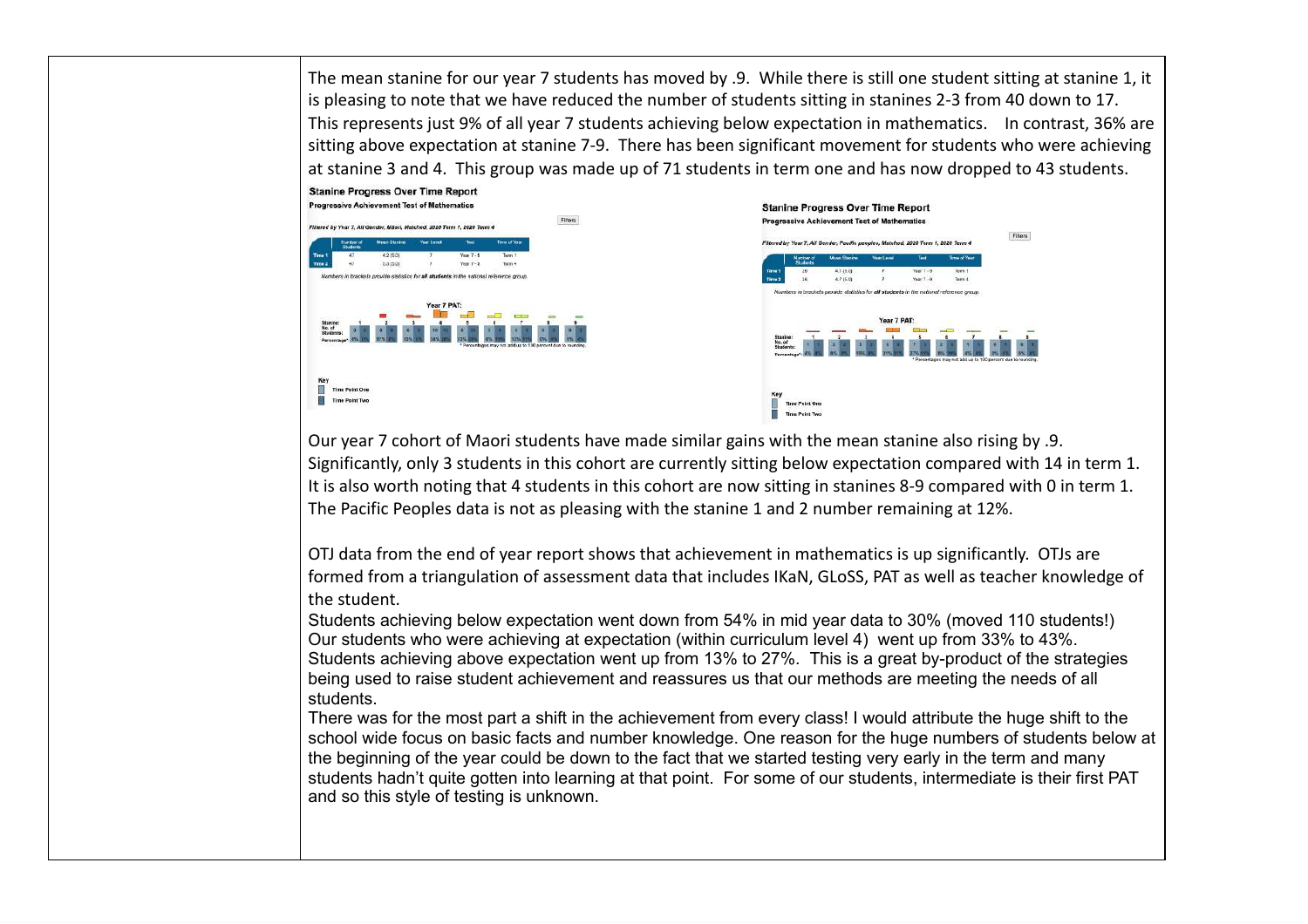The mean stanine for our year 7 students has moved by .9. While there is still one student sitting at stanine 1, it is pleasing to note that we have reduced the number of students sitting in stanines 2-3 from 40 down to 17. This represents just 9% of all year 7 students achieving below expectation in mathematics. In contrast, 36% are sitting above expectation at stanine 7-9. There has been significant movement for students who were achieving at stanine 3 and 4. This group was made up of 71 students in term one and has now dropped to 43 students.

**Stanine Progress Over Time Report**

**Progressive Achievement Test of Mathematics**

*Filtered by Year 7, All Gender, Māori, Matched, 2020 Term 1, 2020 Term 4*

|  | Number of Students | Mean Stanine | Year Level | Test | Time of Year |
|---|---|---|---|---|---|
| Time 1 | 47 | 4.2 (5.0) | 7 | Year 7 - 8 | Term 1 |
| Time 2 | 47 | 5.0 (5.0) | 7 | Year 7 - 8 | Term 4 |

*Numbers in brackets provide statistics for **all students** in the national reference group.*

**Stanine Progress Over Time Report**

**Progressive Achievement Test of Mathematics**

*Filtered by Year 7, All Gender, Pacific peoples, Matched, 2020 Term 1, 2020 Term 4*

|  | Number of Students | Mean Stanine | Year Level | Test | Time of Year |
|---|---|---|---|---|---|
| Time 1 | 26 | 4.1 (5.0) | 7 | Year 7 - 8 | Term 1 |
| Time 2 | 26 | 4.7 (5.0) | 7 | Year 7 - 8 | Term 4 |

*Numbers in brackets provide statistics for **all students** in the national reference group.*

Our year 7 cohort of Maori students have made similar gains with the mean stanine also rising by .9. Significantly, only 3 students in this cohort are currently sitting below expectation compared with 14 in term 1. It is also worth noting that 4 students in this cohort are now sitting in stanines 8-9 compared with 0 in term 1. The Pacific Peoples data is not as pleasing with the stanine 1 and 2 number remaining at 12%.

OTJ data from the end of year report shows that achievement in mathematics is up significantly. OTJs are formed from a triangulation of assessment data that includes IKaN, GLoSS, PAT as well as teacher knowledge of the student.

Students achieving below expectation went down from 54% in mid year data to 30% (moved 110 students!)
Our students who were achieving at expectation (within curriculum level 4) went up from 33% to 43%.
Students achieving above expectation went up from 13% to 27%. This is a great by-product of the strategies being used to raise student achievement and reassures us that our methods are meeting the needs of all students.
There was for the most part a shift in the achievement from every class! I would attribute the huge shift to the school wide focus on basic facts and number knowledge. One reason for the huge numbers of students below at the beginning of the year could be down to the fact that we started testing very early in the term and many students hadn't quite gotten into learning at that point. For some of our students, intermediate is their first PAT and so this style of testing is unknown.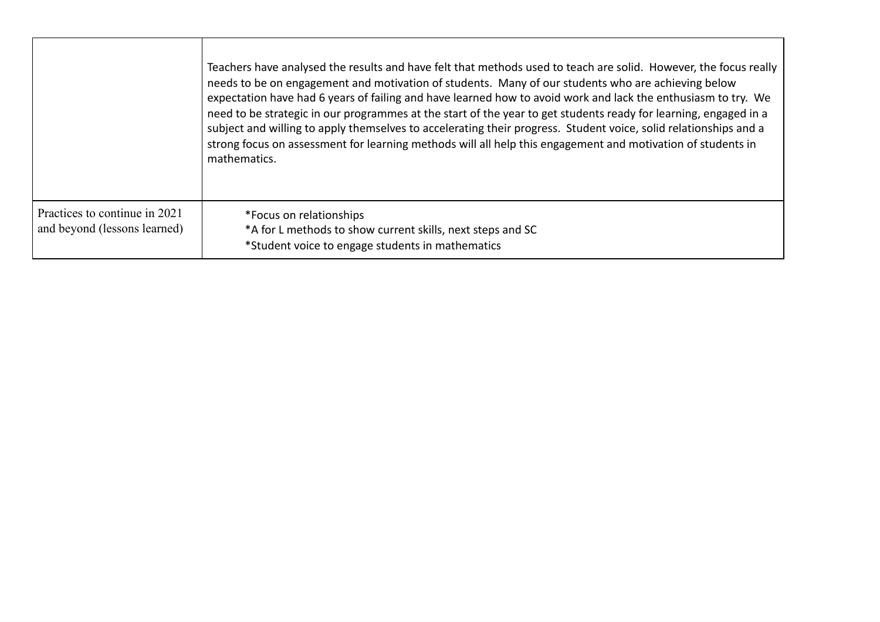| | |
|---|---|
| | Teachers have analysed the results and have felt that methods used to teach are solid. However, the focus really needs to be on engagement and motivation of students. Many of our students who are achieving below expectation have had 6 years of failing and have learned how to avoid work and lack the enthusiasm to try. We need to be strategic in our programmes at the start of the year to get students ready for learning, engaged in a subject and willing to apply themselves to accelerating their progress. Student voice, solid relationships and a strong focus on assessment for learning methods will all help this engagement and motivation of students in mathematics. |
| Practices to continue in 2021 and beyond (lessons learned) | *Focus on relationships<br>*A for L methods to show current skills, next steps and SC<br>*Student voice to engage students in mathematics |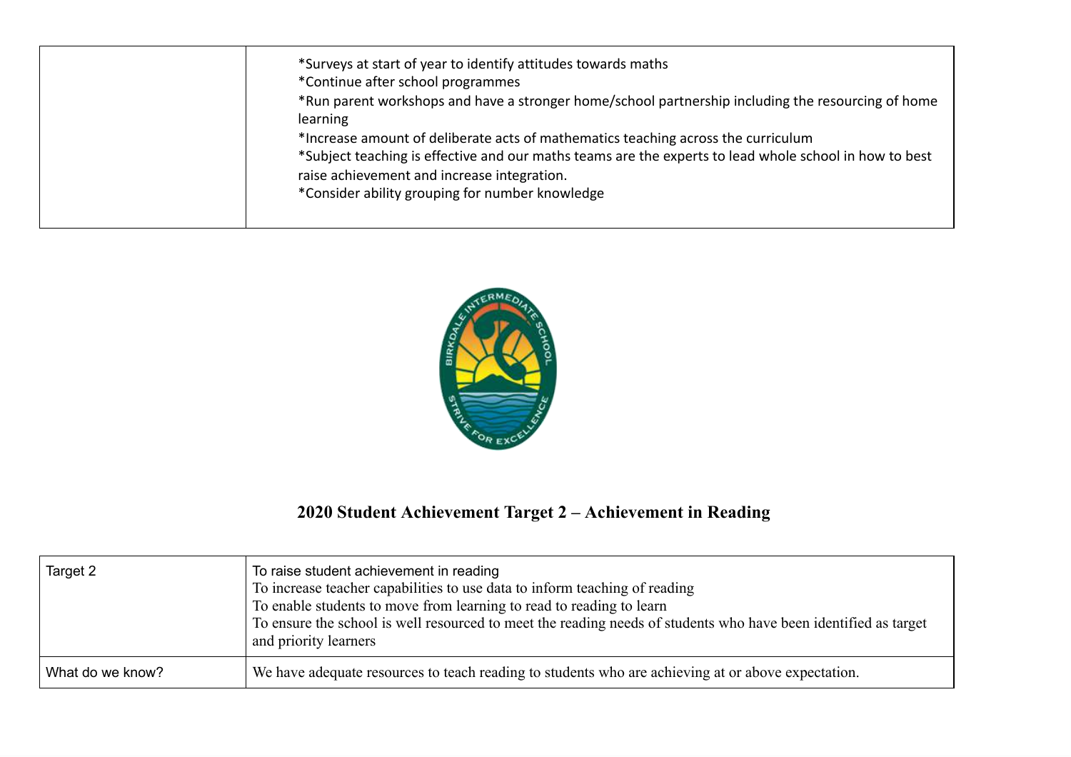| | |
|---|---|
| | *Surveys at start of year to identify attitudes towards maths<br>*Continue after school programmes<br>*Run parent workshops and have a stronger home/school partnership including the resourcing of home learning<br>*Increase amount of deliberate acts of mathematics teaching across the curriculum<br>*Subject teaching is effective and our maths teams are the experts to lead whole school in how to best raise achievement and increase integration.<br>*Consider ability grouping for number knowledge |

## 2020 Student Achievement Target 2 – Achievement in Reading

| | |
|---|---|
| Target 2 | To raise student achievement in reading<br>To increase teacher capabilities to use data to inform teaching of reading<br>To enable students to move from learning to read to reading to learn<br>To ensure the school is well resourced to meet the reading needs of students who have been identified as target and priority learners |
| What do we know? | We have adequate resources to teach reading to students who are achieving at or above expectation. |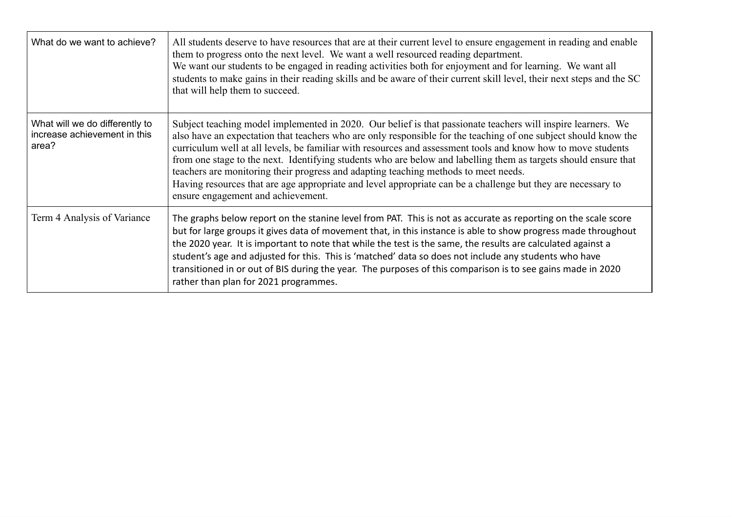| What do we want to achieve? | All students deserve to have resources that are at their current level to ensure engagement in reading and enable them to progress onto the next level. We want a well resourced reading department.<br>We want our students to be engaged in reading activities both for enjoyment and for learning. We want all students to make gains in their reading skills and be aware of their current skill level, their next steps and the SC that will help them to succeed. |
|---|---|
| What will we do differently to increase achievement in this area? | Subject teaching model implemented in 2020. Our belief is that passionate teachers will inspire learners. We also have an expectation that teachers who are only responsible for the teaching of one subject should know the curriculum well at all levels, be familiar with resources and assessment tools and know how to move students from one stage to the next. Identifying students who are below and labelling them as targets should ensure that teachers are monitoring their progress and adapting teaching methods to meet needs.<br>Having resources that are age appropriate and level appropriate can be a challenge but they are necessary to ensure engagement and achievement. |
| Term 4 Analysis of Variance | The graphs below report on the stanine level from PAT. This is not as accurate as reporting on the scale score but for large groups it gives data of movement that, in this instance is able to show progress made throughout the 2020 year. It is important to note that while the test is the same, the results are calculated against a student's age and adjusted for this. This is 'matched' data so does not include any students who have transitioned in or out of BIS during the year. The purposes of this comparison is to see gains made in 2020 rather than plan for 2021 programmes. |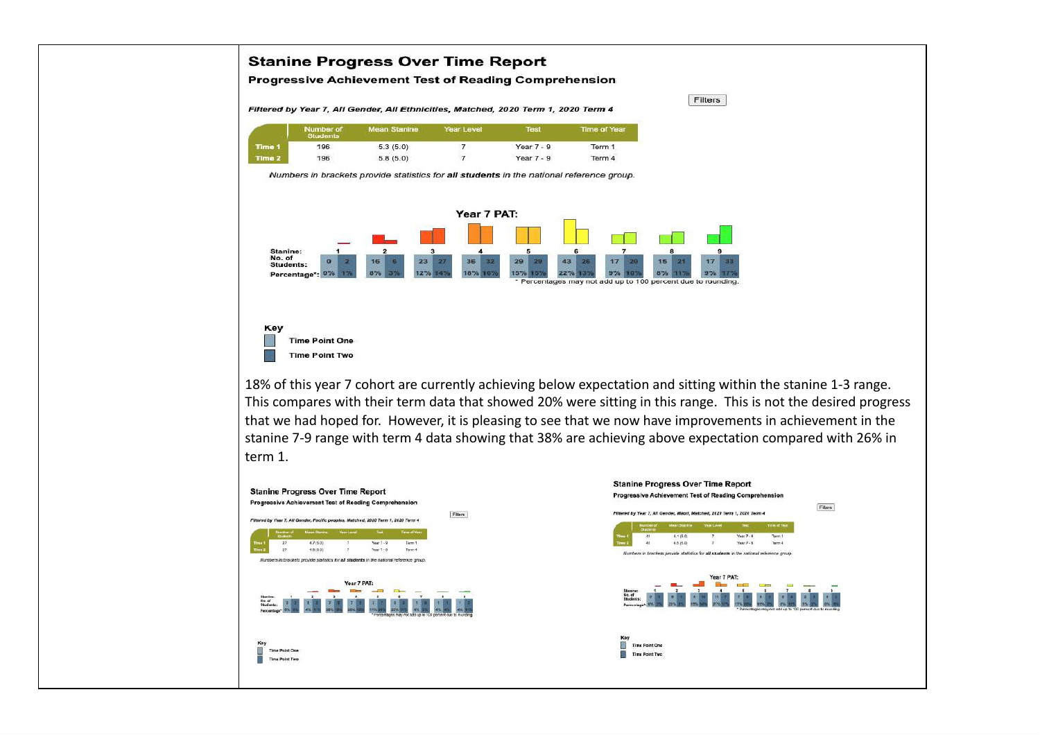## Stanine Progress Over Time Report

### Progressive Achievement Test of Reading Comprehension

Filters

*Filtered by Year 7, All Gender, All Ethnicities, Matched, 2020 Term 1, 2020 Term 4*

| | Number of Students | Mean Stanine | Year Level | Test | Time of Year |
|---|---|---|---|---|---|
| Time 1 | 196 | 5.3 (5.0) | 7 | Year 7 - 9 | Term 1 |
| Time 2 | 196 | 5.8 (5.0) | 7 | Year 7 - 9 | Term 4 |

*Numbers in brackets provide statistics for **all students** in the national reference group.*

**Year 7 PAT:**

| Stanine: | 1 | | 2 | | 3 | | 4 | | 5 | | 6 | | 7 | | 8 | | 9 | |
|---|---|---|---|---|---|---|---|---|---|---|---|---|---|---|---|---|---|---|
| No. of Students: | 0 | 2 | 16 | 6 | 23 | 27 | 36 | 32 | 29 | 29 | 43 | 26 | 17 | 20 | 15 | 21 | 17 | 33 |
| Percentage*: | 0% | 1% | 8% | 3% | 12% | 14% | 18% | 16% | 15% | 15% | 22% | 13% | 9% | 10% | 8% | 11% | 9% | 17% |

\* Percentages may not add up to 100 percent due to rounding.

**Key**

- Time Point One
- Time Point Two

18% of this year 7 cohort are currently achieving below expectation and sitting within the stanine 1-3 range. This compares with their term data that showed 20% were sitting in this range. This is not the desired progress that we had hoped for. However, it is pleasing to see that we now have improvements in achievement in the stanine 7-9 range with term 4 data showing that 38% are achieving above expectation compared with 26% in term 1.

## Stanine Progress Over Time Report

### Progressive Achievement Test of Reading Comprehension

Filters

*Filtered by Year 7, All Gender, Pacific peoples, Matched, 2020 Term 1, 2020 Term 4*

| | Number of Students | Mean Stanine | Year Level | Test | Time of Year |
|---|---|---|---|---|---|
| Time 1 | 27 | 4.7 (5.0) | 7 | Year 7 - 9 | Term 1 |
| Time 2 | 27 | 4.9 (5.0) | 7 | Year 7 - 9 | Term 4 |

*Numbers in brackets provide statistics for **all students** in the national reference group.*

**Year 7 PAT:**

\* Percentages may not add up to 100 percent due to rounding.

**Key**

- Time Point One
- Time Point Two

## Stanine Progress Over Time Report

### Progressive Achievement Test of Reading Comprehension

Filters

*Filtered by Year 7, All Gender, Maori, Matched, 2020 Term 1, 2020 Term 4*

| | Number of Students | Mean Stanine | Year Level | Test | Time of Year |
|---|---|---|---|---|---|
| Time 1 | 41 | 4.1 (5.0) | 7 | Year 7 - 9 | Term 1 |
| Time 2 | 41 | 4.5 (5.0) | 7 | Year 7 - 9 | Term 4 |

*Numbers in brackets provide statistics for **all students** in the national reference group.*

**Year 7 PAT:**

\* Percentages may not add up to 100 percent due to rounding.

**Key**

- Time Point One
- Time Point Two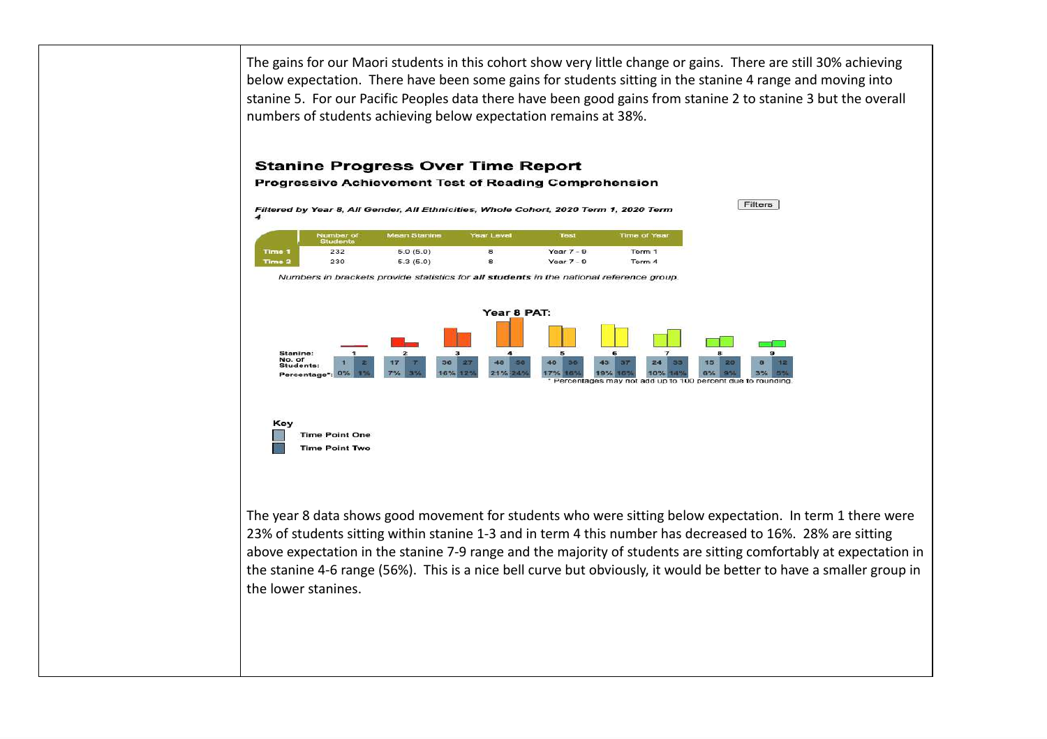The gains for our Maori students in this cohort show very little change or gains. There are still 30% achieving below expectation. There have been some gains for students sitting in the stanine 4 range and moving into stanine 5. For our Pacific Peoples data there have been good gains from stanine 2 to stanine 3 but the overall numbers of students achieving below expectation remains at 38%.

### Stanine Progress Over Time Report

**Progressive Achievement Test of Reading Comprehension**

*Filtered by Year 8, All Gender, All Ethnicities, Whole Cohort, 2020 Term 1, 2020 Term 4*

Filters

| | Number of Students | Mean Stanine | Year Level | Test | Time of Year |
|---|---|---|---|---|---|
| Time 1 | 232 | 5.0 (5.0) | 8 | Year 7 - 9 | Term 1 |
| Time 2 | 230 | 5.3 (5.0) | 8 | Year 7 - 9 | Term 4 |

*Numbers in brackets provide statistics for* ***all students*** *in the national reference group.*

**Year 8 PAT:**

| Stanine: | 1 | | 2 | | 3 | | 4 | | 5 | | 6 | | 7 | | 8 | | 9 | |
|---|---|---|---|---|---|---|---|---|---|---|---|---|---|---|---|---|---|---|
| No. of Students: | 1 | 2 | 17 | 7 | 36 | 27 | 48 | 56 | 40 | 36 | 43 | 37 | 24 | 33 | 15 | 20 | 8 | 12 |
| Percentage*: | 0% | 1% | 7% | 3% | 16% | 12% | 21% | 24% | 17% | 16% | 19% | 16% | 10% | 14% | 6% | 9% | 3% | 5% |

\* Percentages may not add up to 100 percent due to rounding.

**Key**

- Time Point One
- Time Point Two

The year 8 data shows good movement for students who were sitting below expectation. In term 1 there were 23% of students sitting within stanine 1-3 and in term 4 this number has decreased to 16%. 28% are sitting above expectation in the stanine 7-9 range and the majority of students are sitting comfortably at expectation in the stanine 4-6 range (56%). This is a nice bell curve but obviously, it would be better to have a smaller group in the lower stanines.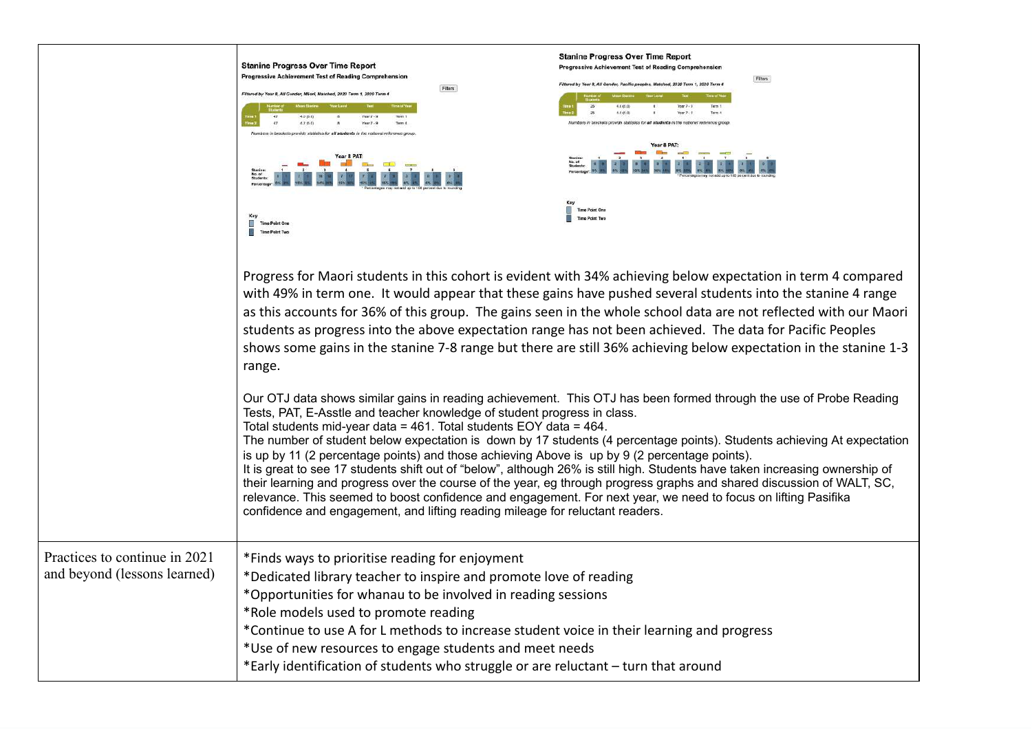| | |
|---|---|
| | **Stanine Progress Over Time Report**<br>Progressive Achievement Test of Reading Comprehension<br>*Filtered by Year 8, All Gender, Maori, Matched, 2020 Term 1, 2020 Term 4*<br><br>**Stanine Progress Over Time Report**<br>Progressive Achievement Test of Reading Comprehension<br>*Filtered by Year 8, All Gender, Pacific peoples, Matched, 2020 Term 1, 2020 Term 4*<br><br>Progress for Maori students in this cohort is evident with 34% achieving below expectation in term 4 compared with 49% in term one. It would appear that these gains have pushed several students into the stanine 4 range as this accounts for 36% of this group. The gains seen in the whole school data are not reflected with our Maori students as progress into the above expectation range has not been achieved. The data for Pacific Peoples shows some gains in the stanine 7-8 range but there are still 36% achieving below expectation in the stanine 1-3 range.<br><br>Our OTJ data shows similar gains in reading achievement. This OTJ has been formed through the use of Probe Reading Tests, PAT, E-Asstle and teacher knowledge of student progress in class.<br>Total students mid-year data = 461. Total students EOY data = 464.<br>The number of student below expectation is down by 17 students (4 percentage points). Students achieving At expectation is up by 11 (2 percentage points) and those achieving Above is up by 9 (2 percentage points).<br>It is great to see 17 students shift out of "below", although 26% is still high. Students have taken increasing ownership of their learning and progress over the course of the year, eg through progress graphs and shared discussion of WALT, SC, relevance. This seemed to boost confidence and engagement. For next year, we need to focus on lifting Pasifika confidence and engagement, and lifting reading mileage for reluctant readers. |
| Practices to continue in 2021 and beyond (lessons learned) | *Finds ways to prioritise reading for enjoyment<br>*Dedicated library teacher to inspire and promote love of reading<br>*Opportunities for whanau to be involved in reading sessions<br>*Role models used to promote reading<br>*Continue to use A for L methods to increase student voice in their learning and progress<br>*Use of new resources to engage students and meet needs<br>*Early identification of students who struggle or are reluctant – turn that around |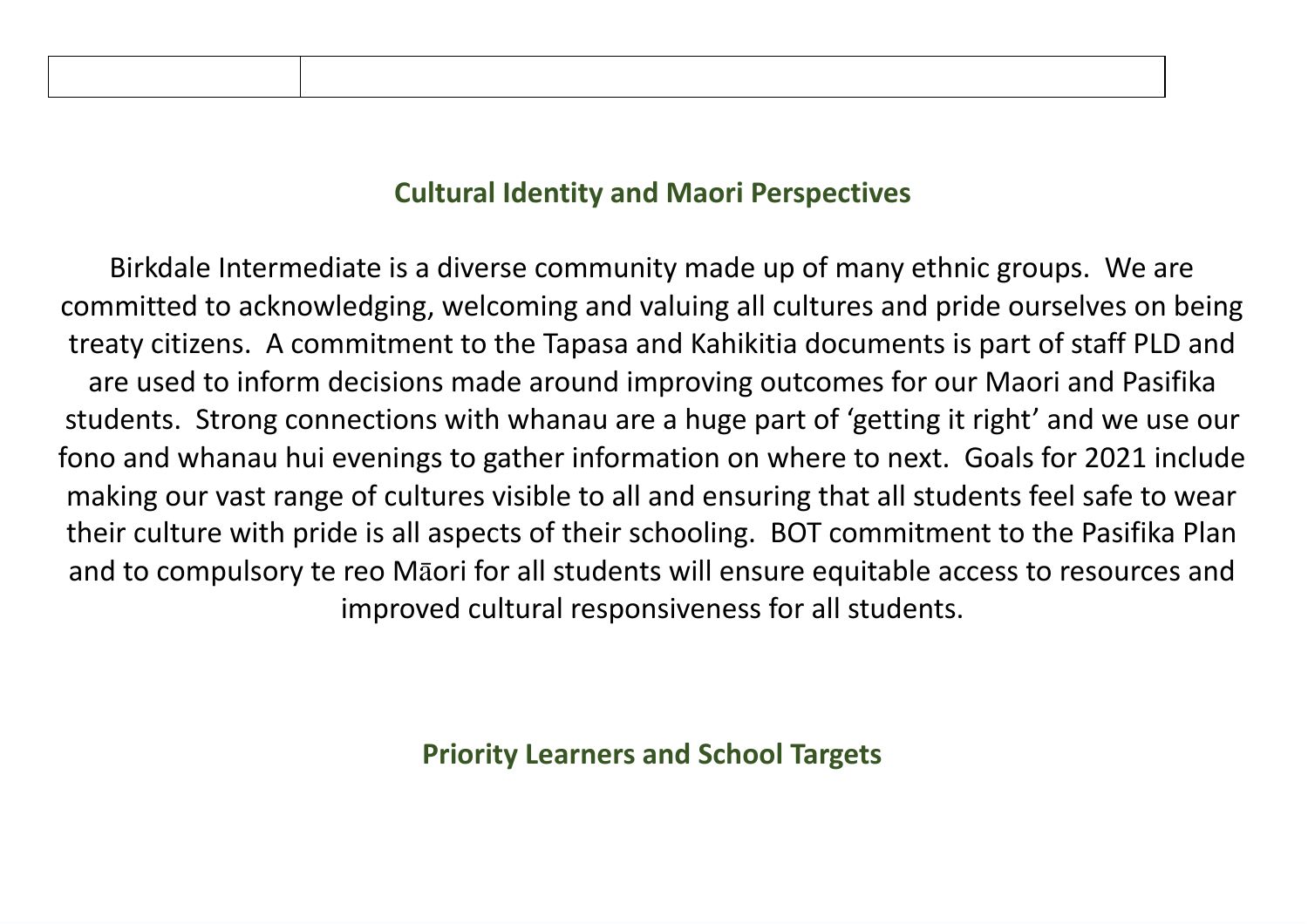| | |
|---|---|

## Cultural Identity and Maori Perspectives

Birkdale Intermediate is a diverse community made up of many ethnic groups. We are committed to acknowledging, welcoming and valuing all cultures and pride ourselves on being treaty citizens. A commitment to the Tapasa and Kahikitia documents is part of staff PLD and are used to inform decisions made around improving outcomes for our Maori and Pasifika students. Strong connections with whanau are a huge part of 'getting it right' and we use our fono and whanau hui evenings to gather information on where to next. Goals for 2021 include making our vast range of cultures visible to all and ensuring that all students feel safe to wear their culture with pride is all aspects of their schooling. BOT commitment to the Pasifika Plan and to compulsory te reo Māori for all students will ensure equitable access to resources and improved cultural responsiveness for all students.

## Priority Learners and School Targets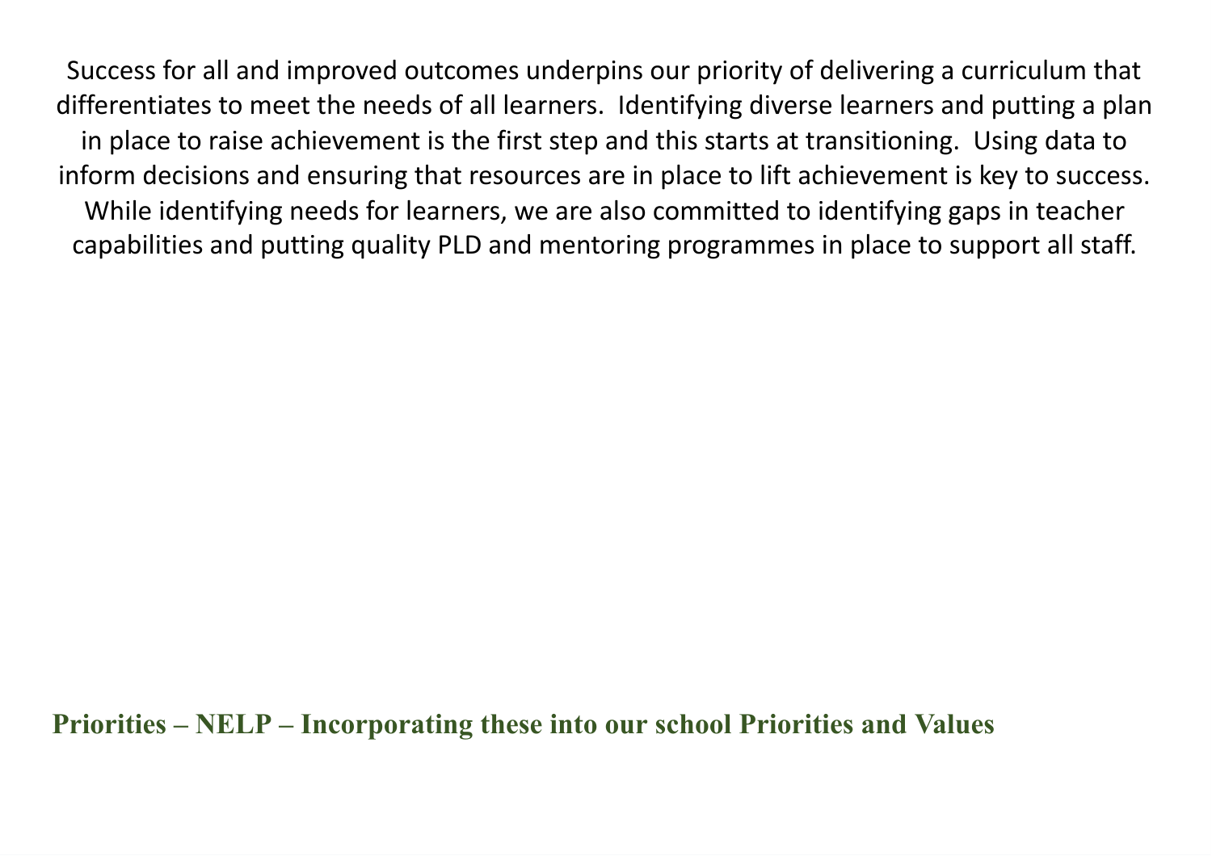Success for all and improved outcomes underpins our priority of delivering a curriculum that differentiates to meet the needs of all learners. Identifying diverse learners and putting a plan in place to raise achievement is the first step and this starts at transitioning. Using data to inform decisions and ensuring that resources are in place to lift achievement is key to success. While identifying needs for learners, we are also committed to identifying gaps in teacher capabilities and putting quality PLD and mentoring programmes in place to support all staff.

## Priorities – NELP – Incorporating these into our school Priorities and Values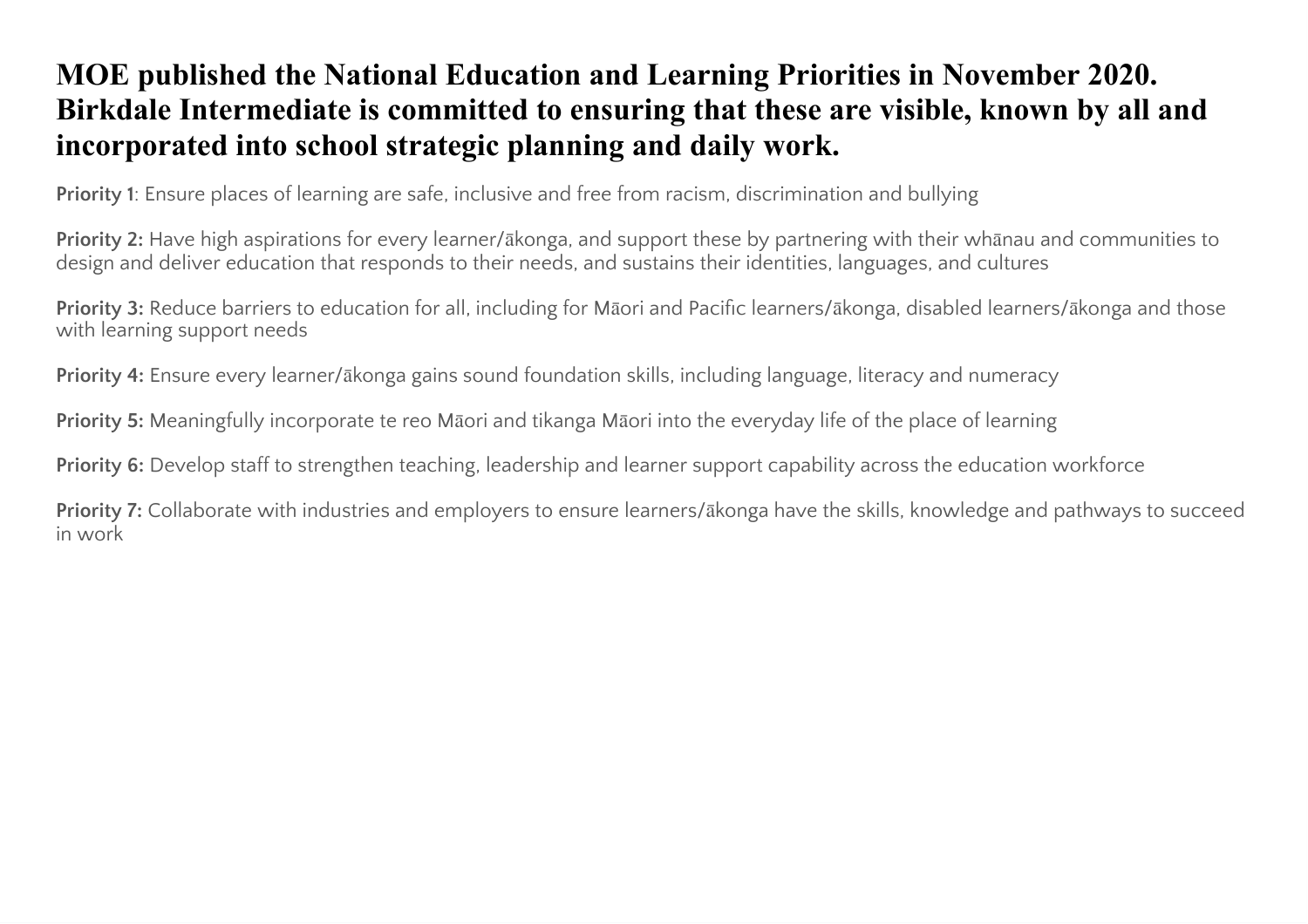# MOE published the National Education and Learning Priorities in November 2020. Birkdale Intermediate is committed to ensuring that these are visible, known by all and incorporated into school strategic planning and daily work.

**Priority 1**: Ensure places of learning are safe, inclusive and free from racism, discrimination and bullying

**Priority 2:** Have high aspirations for every learner/ākonga, and support these by partnering with their whānau and communities to design and deliver education that responds to their needs, and sustains their identities, languages, and cultures

**Priority 3:** Reduce barriers to education for all, including for Māori and Pacific learners/ākonga, disabled learners/ākonga and those with learning support needs

**Priority 4:** Ensure every learner/ākonga gains sound foundation skills, including language, literacy and numeracy

**Priority 5:** Meaningfully incorporate te reo Māori and tikanga Māori into the everyday life of the place of learning

**Priority 6:** Develop staff to strengthen teaching, leadership and learner support capability across the education workforce

**Priority 7:** Collaborate with industries and employers to ensure learners/ākonga have the skills, knowledge and pathways to succeed in work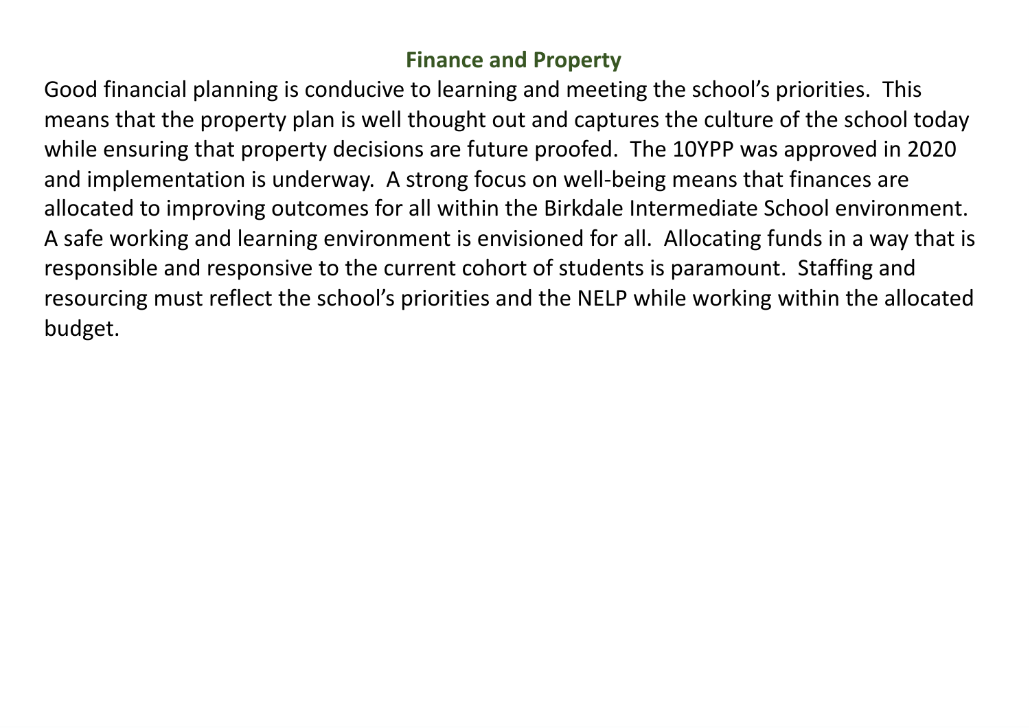## Finance and Property

Good financial planning is conducive to learning and meeting the school's priorities. This means that the property plan is well thought out and captures the culture of the school today while ensuring that property decisions are future proofed. The 10YPP was approved in 2020 and implementation is underway. A strong focus on well-being means that finances are allocated to improving outcomes for all within the Birkdale Intermediate School environment. A safe working and learning environment is envisioned for all. Allocating funds in a way that is responsible and responsive to the current cohort of students is paramount. Staffing and resourcing must reflect the school's priorities and the NELP while working within the allocated budget.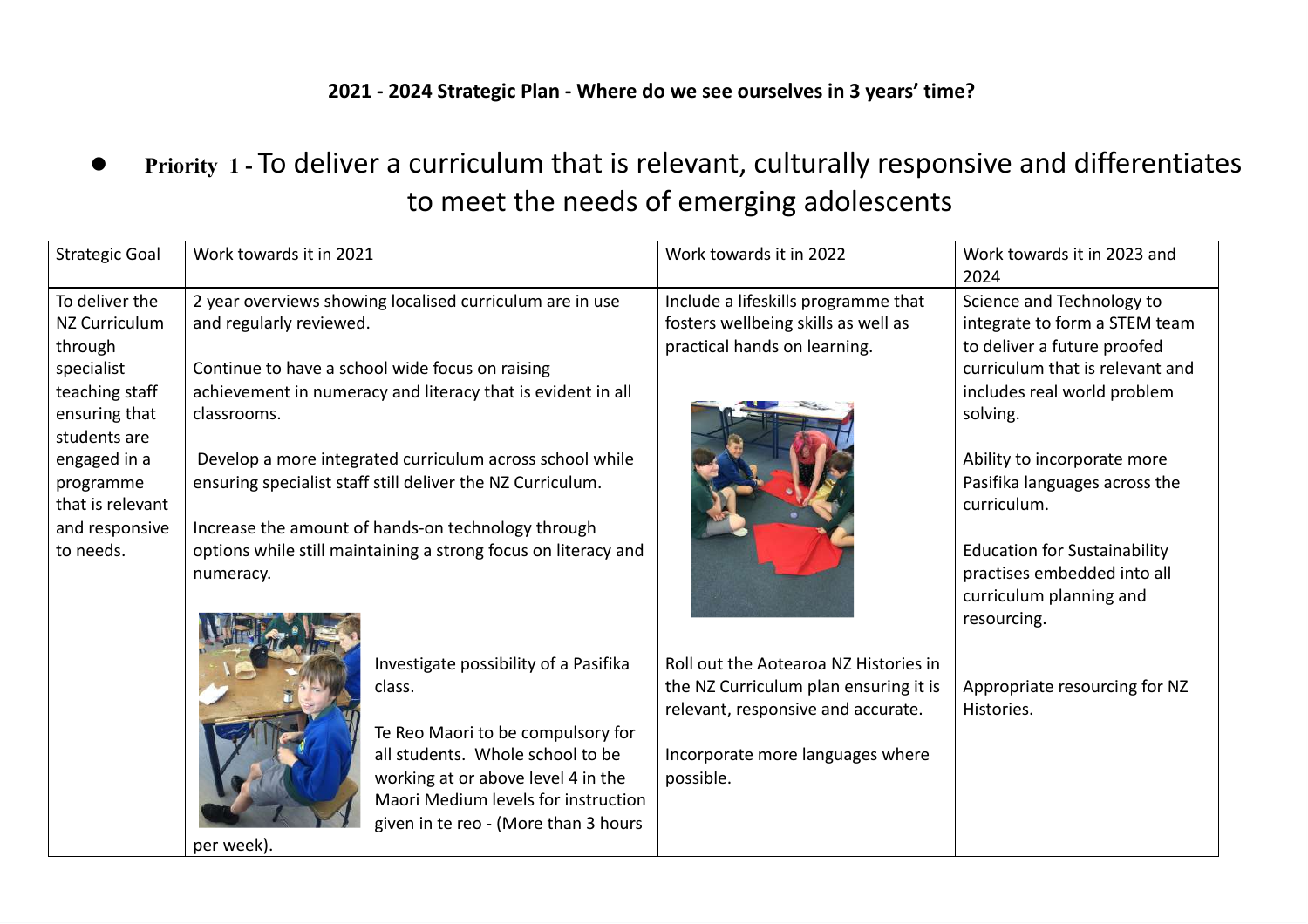**2021 - 2024 Strategic Plan - Where do we see ourselves in 3 years' time?**

- **Priority 1 -** To deliver a curriculum that is relevant, culturally responsive and differentiates to meet the needs of emerging adolescents

| Strategic Goal | Work towards it in 2021 | Work towards it in 2022 | Work towards it in 2023 and 2024 |
|---|---|---|---|
| To deliver the NZ Curriculum through specialist teaching staff ensuring that students are engaged in a programme that is relevant and responsive to needs. | 2 year overviews showing localised curriculum are in use and regularly reviewed.<br><br>Continue to have a school wide focus on raising achievement in numeracy and literacy that is evident in all classrooms.<br><br>Develop a more integrated curriculum across school while ensuring specialist staff still deliver the NZ Curriculum.<br><br>Increase the amount of hands-on technology through options while still maintaining a strong focus on literacy and numeracy.<br><br>Investigate possibility of a Pasifika class.<br><br>Te Reo Maori to be compulsory for all students. Whole school to be working at or above level 4 in the Maori Medium levels for instruction given in te reo - (More than 3 hours per week). | Include a lifeskills programme that fosters wellbeing skills as well as practical hands on learning.<br><br>Roll out the Aotearoa NZ Histories in the NZ Curriculum plan ensuring it is relevant, responsive and accurate.<br><br>Incorporate more languages where possible. | Science and Technology to integrate to form a STEM team to deliver a future proofed curriculum that is relevant and includes real world problem solving.<br><br>Ability to incorporate more Pasifika languages across the curriculum.<br><br>Education for Sustainability practises embedded into all curriculum planning and resourcing.<br><br>Appropriate resourcing for NZ Histories. |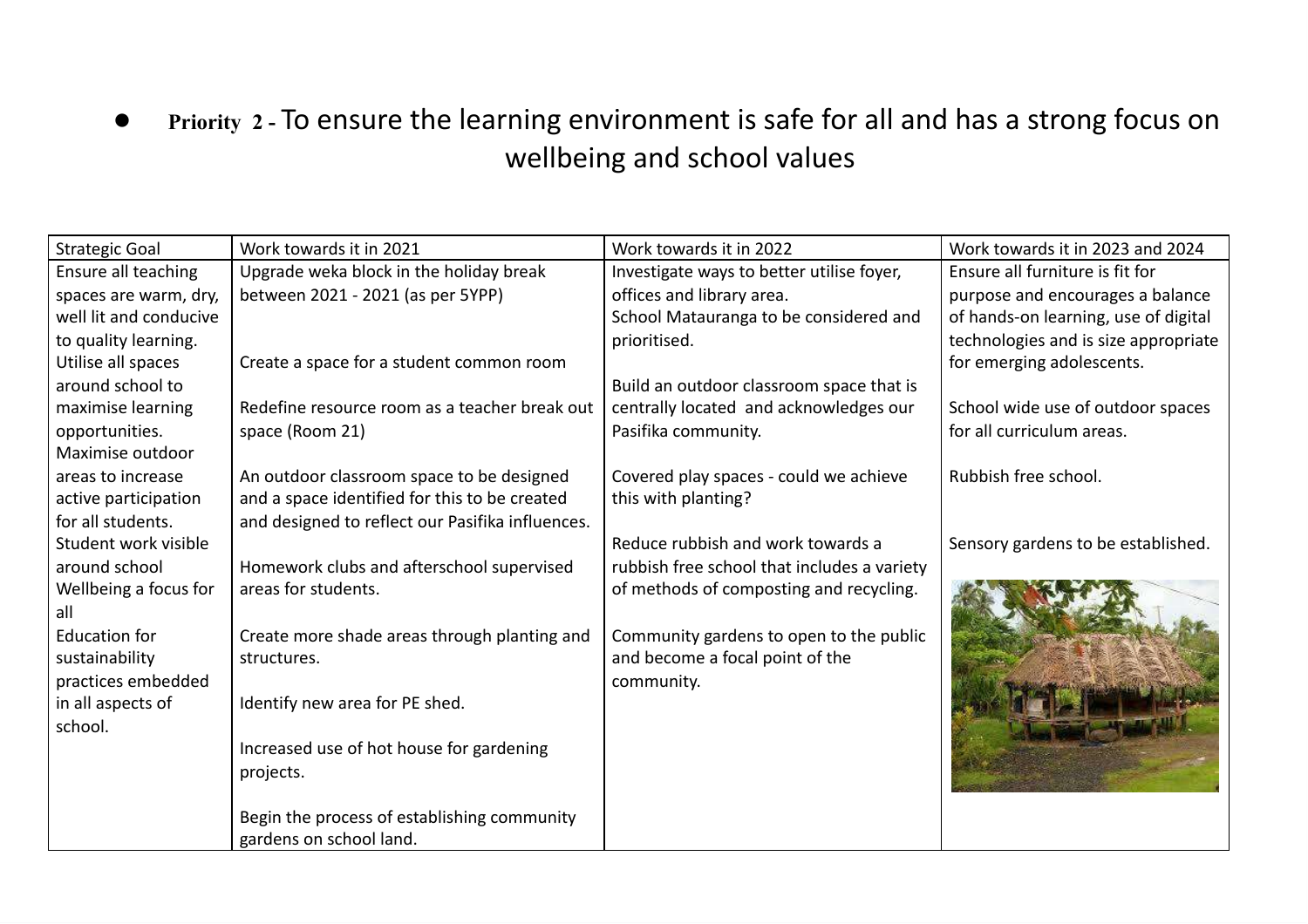- **Priority 2 -** To ensure the learning environment is safe for all and has a strong focus on wellbeing and school values

| Strategic Goal | Work towards it in 2021 | Work towards it in 2022 | Work towards it in 2023 and 2024 |
|---|---|---|---|
| Ensure all teaching spaces are warm, dry, well lit and conducive to quality learning.<br>Utilise all spaces around school to maximise learning opportunities.<br>Maximise outdoor areas to increase active participation for all students.<br>Student work visible around school<br>Wellbeing a focus for all<br>Education for sustainability practices embedded in all aspects of school. | Upgrade weka block in the holiday break between 2021 - 2021 (as per 5YPP)<br><br>Create a space for a student common room<br><br>Redefine resource room as a teacher break out space (Room 21)<br><br>An outdoor classroom space to be designed and a space identified for this to be created and designed to reflect our Pasifika influences.<br><br>Homework clubs and afterschool supervised areas for students.<br><br>Create more shade areas through planting and structures.<br><br>Identify new area for PE shed.<br><br>Increased use of hot house for gardening projects.<br><br>Begin the process of establishing community gardens on school land. | Investigate ways to better utilise foyer, offices and library area.<br>School Matauranga to be considered and prioritised.<br><br>Build an outdoor classroom space that is centrally located and acknowledges our Pasifika community.<br><br>Covered play spaces - could we achieve this with planting?<br><br>Reduce rubbish and work towards a rubbish free school that includes a variety of methods of composting and recycling.<br><br>Community gardens to open to the public and become a focal point of the community. | Ensure all furniture is fit for purpose and encourages a balance of hands-on learning, use of digital technologies and is size appropriate for emerging adolescents.<br><br>School wide use of outdoor spaces for all curriculum areas.<br><br>Rubbish free school.<br><br>Sensory gardens to be established. |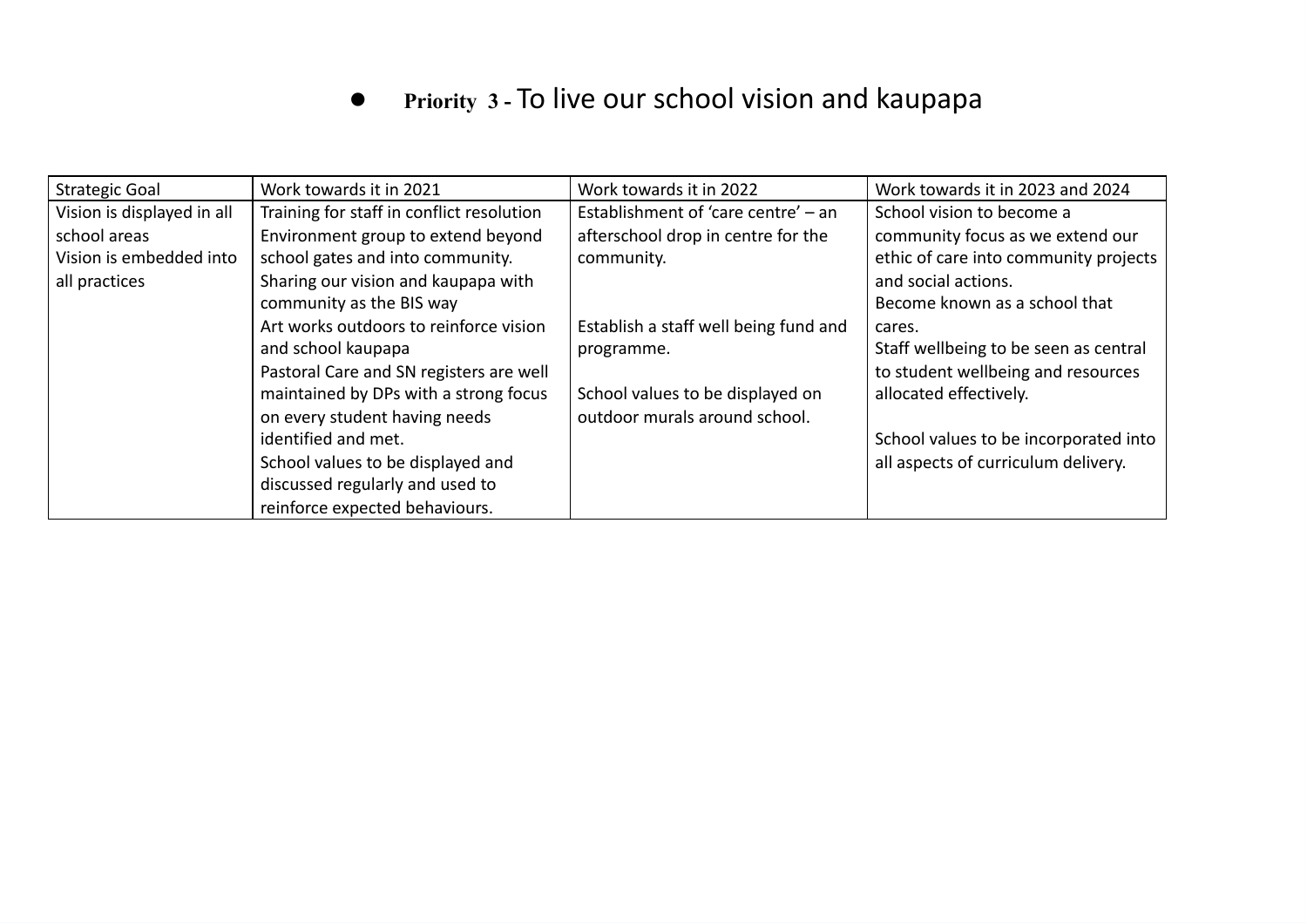- **Priority 3 -** To live our school vision and kaupapa

| Strategic Goal | Work towards it in 2021 | Work towards it in 2022 | Work towards it in 2023 and 2024 |
|---|---|---|---|
| Vision is displayed in all school areas<br>Vision is embedded into all practices | Training for staff in conflict resolution<br>Environment group to extend beyond school gates and into community.<br>Sharing our vision and kaupapa with community as the BIS way<br>Art works outdoors to reinforce vision and school kaupapa<br>Pastoral Care and SN registers are well maintained by DPs with a strong focus on every student having needs identified and met.<br>School values to be displayed and discussed regularly and used to reinforce expected behaviours. | Establishment of 'care centre' – an afterschool drop in centre for the community.<br><br>Establish a staff well being fund and programme.<br><br>School values to be displayed on outdoor murals around school. | School vision to become a community focus as we extend our ethic of care into community projects and social actions.<br>Become known as a school that cares.<br>Staff wellbeing to be seen as central to student wellbeing and resources allocated effectively.<br><br>School values to be incorporated into all aspects of curriculum delivery. |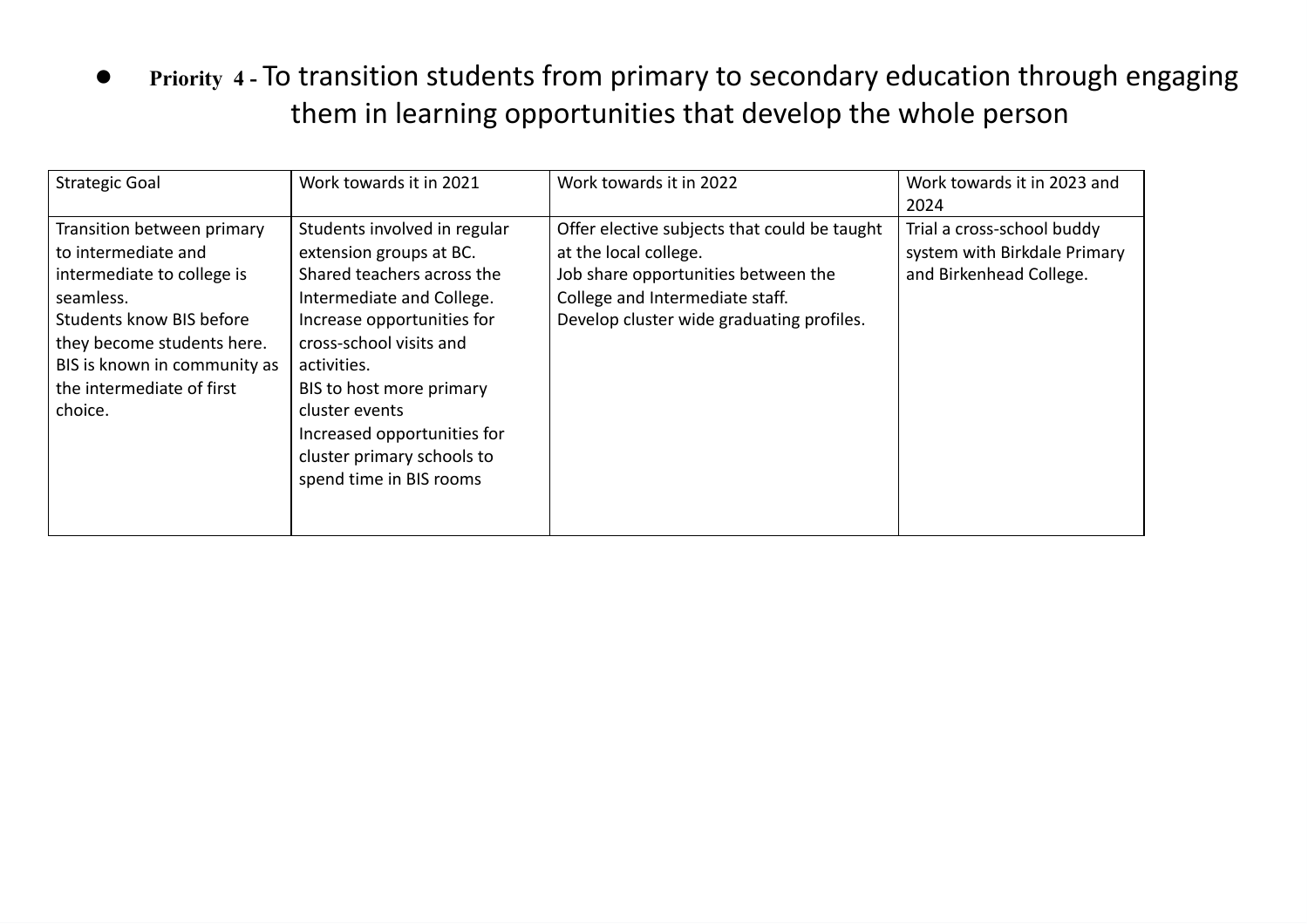- **Priority 4 -** To transition students from primary to secondary education through engaging them in learning opportunities that develop the whole person

| Strategic Goal | Work towards it in 2021 | Work towards it in 2022 | Work towards it in 2023 and 2024 |
|---|---|---|---|
| Transition between primary to intermediate and intermediate to college is seamless.<br>Students know BIS before they become students here.<br>BIS is known in community as the intermediate of first choice. | Students involved in regular extension groups at BC.<br>Shared teachers across the Intermediate and College.<br>Increase opportunities for cross-school visits and activities.<br>BIS to host more primary cluster events<br>Increased opportunities for cluster primary schools to spend time in BIS rooms | Offer elective subjects that could be taught at the local college.<br>Job share opportunities between the College and Intermediate staff.<br>Develop cluster wide graduating profiles. | Trial a cross-school buddy system with Birkdale Primary and Birkenhead College. |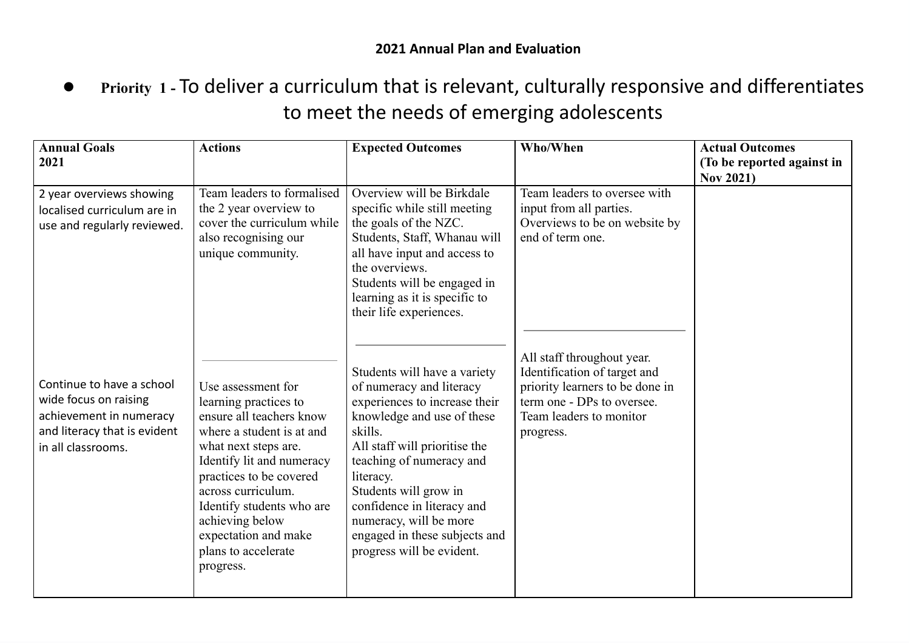**2021 Annual Plan and Evaluation**

- **Priority 1 -** To deliver a curriculum that is relevant, culturally responsive and differentiates to meet the needs of emerging adolescents

| Annual Goals 2021 | Actions | Expected Outcomes | Who/When | Actual Outcomes (To be reported against in Nov 2021) |
|---|---|---|---|---|
| 2 year overviews showing localised curriculum are in use and regularly reviewed. | Team leaders to formalised the 2 year overview to cover the curriculum while also recognising our unique community. | Overview will be Birkdale specific while still meeting the goals of the NZC. Students, Staff, Whanau will all have input and access to the overviews. Students will be engaged in learning as it is specific to their life experiences. | Team leaders to oversee with input from all parties. Overviews to be on website by end of term one. | |
| Continue to have a school wide focus on raising achievement in numeracy and literacy that is evident in all classrooms. | Use assessment for learning practices to ensure all teachers know where a student is at and what next steps are. Identify lit and numeracy practices to be covered across curriculum. Identify students who are achieving below expectation and make plans to accelerate progress. | Students will have a variety of numeracy and literacy experiences to increase their knowledge and use of these skills. All staff will prioritise the teaching of numeracy and literacy. Students will grow in confidence in literacy and numeracy, will be more engaged in these subjects and progress will be evident. | All staff throughout year. Identification of target and priority learners to be done in term one - DPs to oversee. Team leaders to monitor progress. | |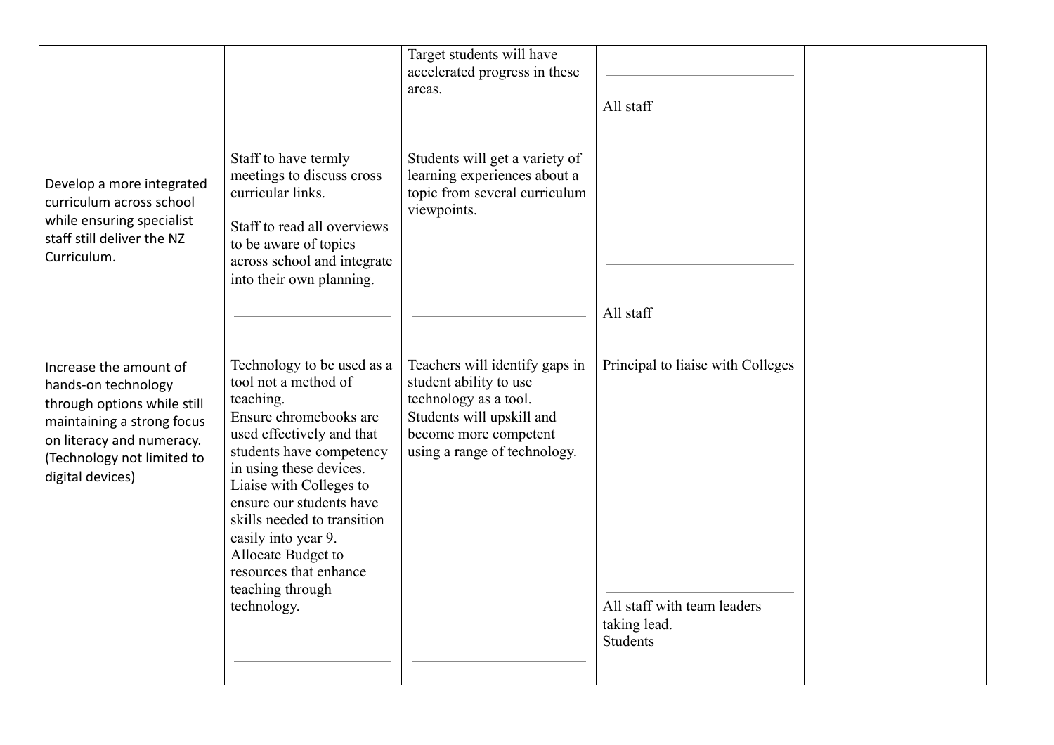| | | | | |
|---|---|---|---|---|
| | | Target students will have accelerated progress in these areas. | All staff | |
| Develop a more integrated curriculum across school while ensuring specialist staff still deliver the NZ Curriculum. | Staff to have termly meetings to discuss cross curricular links.<br><br>Staff to read all overviews to be aware of topics across school and integrate into their own planning. | Students will get a variety of learning experiences about a topic from several curriculum viewpoints. | All staff | |
| Increase the amount of hands-on technology through options while still maintaining a strong focus on literacy and numeracy. (Technology not limited to digital devices) | Technology to be used as a tool not a method of teaching.<br>Ensure chromebooks are used effectively and that students have competency in using these devices.<br>Liaise with Colleges to ensure our students have skills needed to transition easily into year 9.<br>Allocate Budget to resources that enhance teaching through technology. | Teachers will identify gaps in student ability to use technology as a tool.<br>Students will upskill and become more competent using a range of technology. | Principal to liaise with Colleges<br><br>All staff with team leaders taking lead.<br>Students | |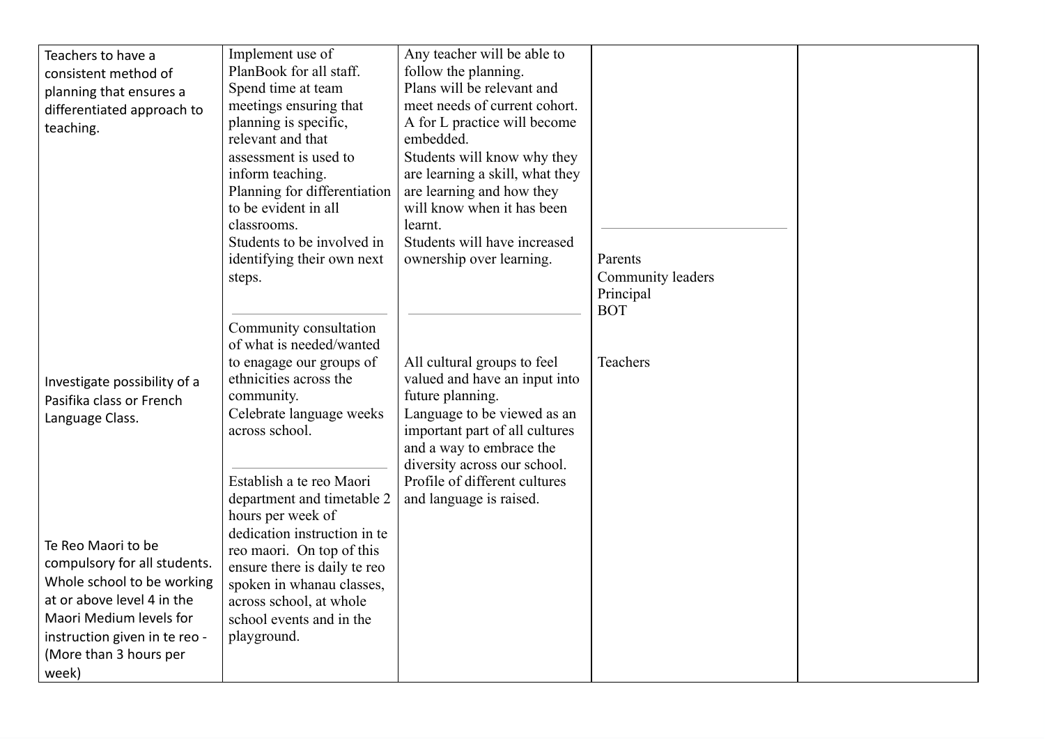| | | | | |
|---|---|---|---|---|
| Teachers to have a consistent method of planning that ensures a differentiated approach to teaching. | Implement use of PlanBook for all staff.<br>Spend time at team meetings ensuring that planning is specific, relevant and that assessment is used to inform teaching.<br>Planning for differentiation to be evident in all classrooms.<br>Students to be involved in identifying their own next steps. | Any teacher will be able to follow the planning.<br>Plans will be relevant and meet needs of current cohort.<br>A for L practice will become embedded.<br>Students will know why they are learning a skill, what they are learning and how they will know when it has been learnt.<br>Students will have increased ownership over learning. | | |
| Investigate possibility of a Pasifika class or French Language Class. | Community consultation of what is needed/wanted to enagage our groups of ethnicities across the community.<br>Celebrate language weeks across school. | All cultural groups to feel valued and have an input into future planning.<br>Language to be viewed as an important part of all cultures and a way to embrace the diversity across our school.<br>Profile of different cultures and language is raised. | Parents<br>Community leaders<br>Principal<br>BOT<br><br>Teachers | |
| Te Reo Maori to be compulsory for all students. Whole school to be working at or above level 4 in the Maori Medium levels for instruction given in te reo - (More than 3 hours per week) | Establish a te reo Maori department and timetable 2 hours per week of dedication instruction in te reo maori. On top of this ensure there is daily te reo spoken in whanau classes, across school, at whole school events and in the playground. | | | |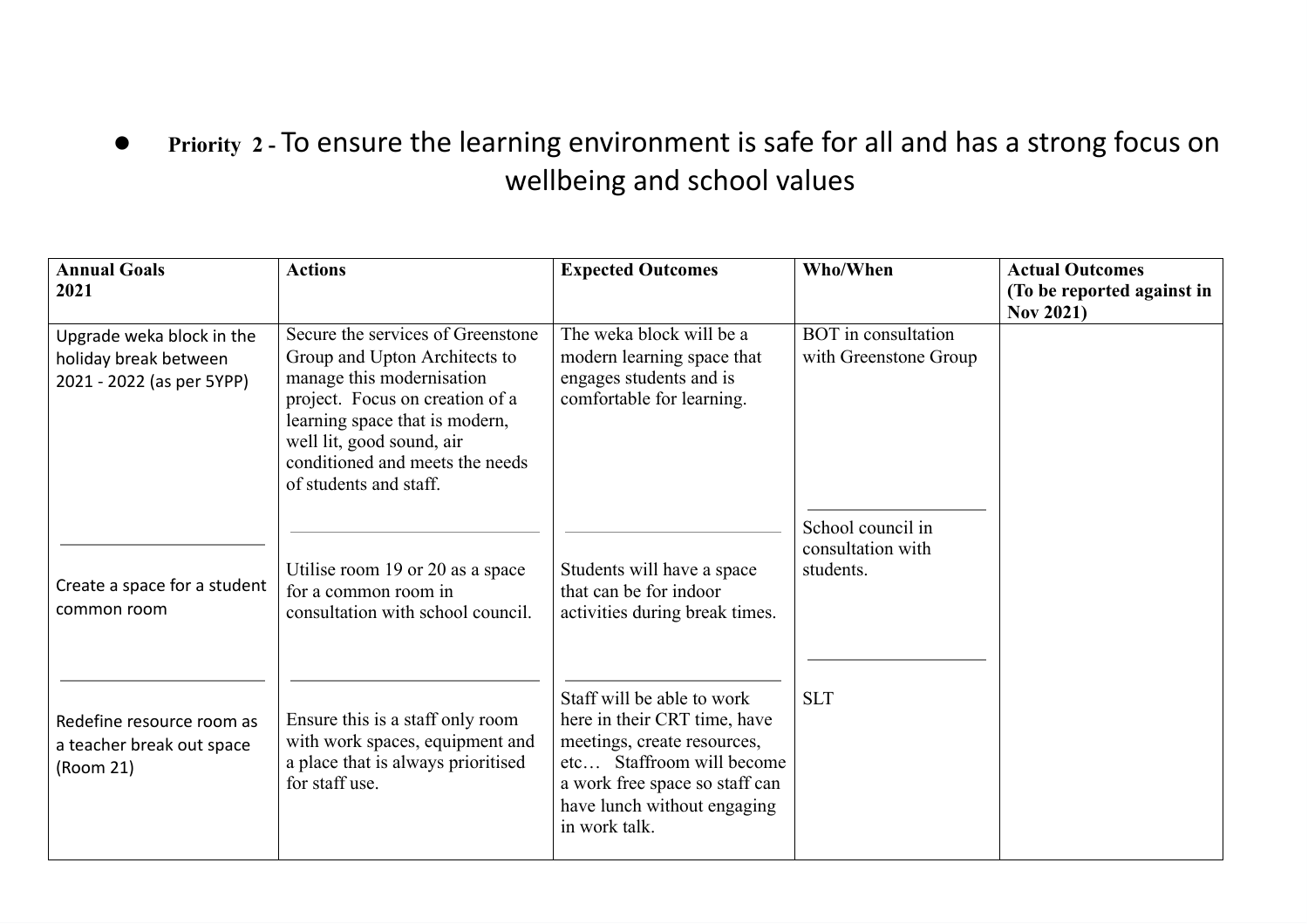- **Priority 2 -** To ensure the learning environment is safe for all and has a strong focus on wellbeing and school values

| **Annual Goals 2021** | **Actions** | **Expected Outcomes** | **Who/When** | **Actual Outcomes (To be reported against in Nov 2021)** |
|---|---|---|---|---|
| Upgrade weka block in the holiday break between 2021 - 2022 (as per 5YPP) | Secure the services of Greenstone Group and Upton Architects to manage this modernisation project. Focus on creation of a learning space that is modern, well lit, good sound, air conditioned and meets the needs of students and staff. | The weka block will be a modern learning space that engages students and is comfortable for learning. | BOT in consultation with Greenstone Group | |
| Create a space for a student common room | Utilise room 19 or 20 as a space for a common room in consultation with school council. | Students will have a space that can be for indoor activities during break times. | School council in consultation with students. | |
| Redefine resource room as a teacher break out space (Room 21) | Ensure this is a staff only room with work spaces, equipment and a place that is always prioritised for staff use. | Staff will be able to work here in their CRT time, have meetings, create resources, etc… Staffroom will become a work free space so staff can have lunch without engaging in work talk. | SLT | |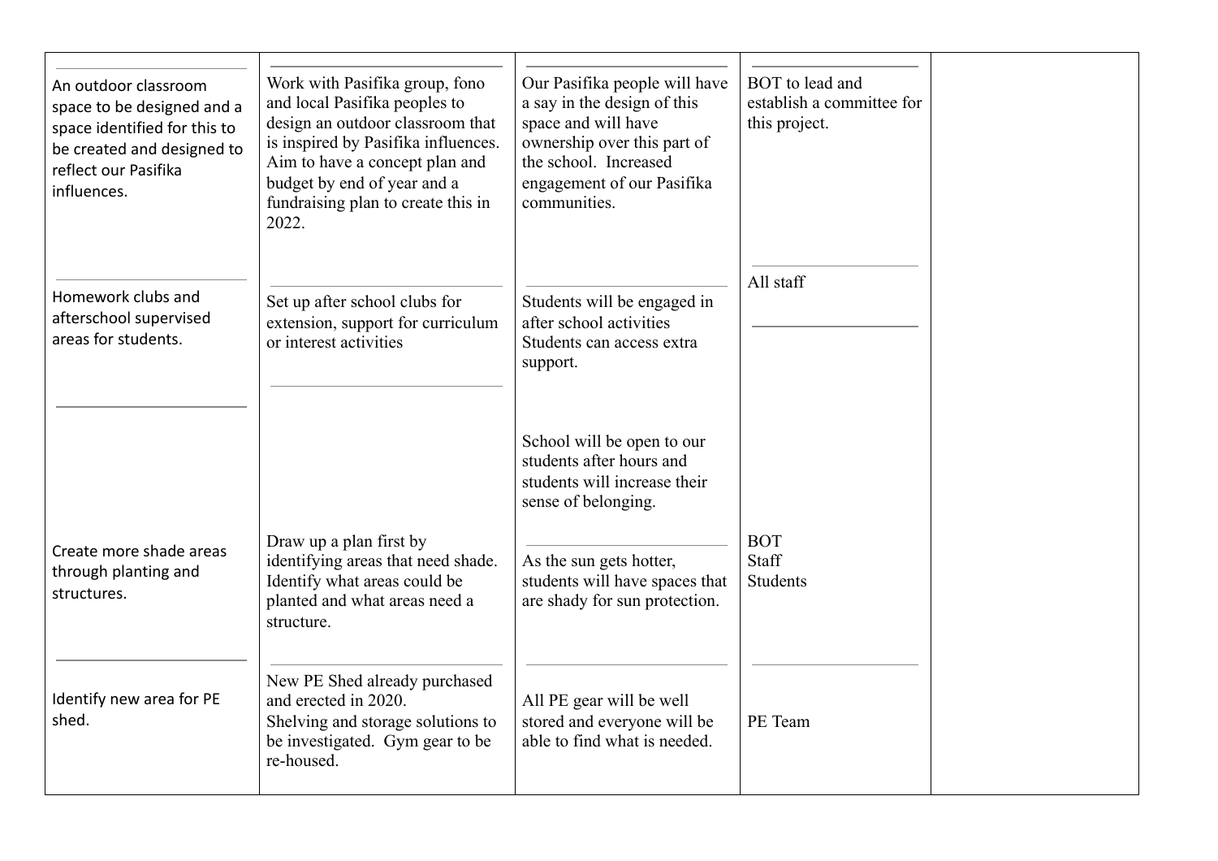| | | | | |
|---|---|---|---|---|
| An outdoor classroom space to be designed and a space identified for this to be created and designed to reflect our Pasifika influences. | Work with Pasifika group, fono and local Pasifika peoples to design an outdoor classroom that is inspired by Pasifika influences. Aim to have a concept plan and budget by end of year and a fundraising plan to create this in 2022. | Our Pasifika people will have a say in the design of this space and will have ownership over this part of the school. Increased engagement of our Pasifika communities. | BOT to lead and establish a committee for this project. | |
| Homework clubs and afterschool supervised areas for students. | Set up after school clubs for extension, support for curriculum or interest activities | Students will be engaged in after school activities Students can access extra support. | All staff | |
| | | School will be open to our students after hours and students will increase their sense of belonging. | | |
| Create more shade areas through planting and structures. | Draw up a plan first by identifying areas that need shade. Identify what areas could be planted and what areas need a structure. | As the sun gets hotter, students will have spaces that are shady for sun protection. | BOT<br>Staff<br>Students | |
| Identify new area for PE shed. | New PE Shed already purchased and erected in 2020.<br>Shelving and storage solutions to be investigated. Gym gear to be re-housed. | All PE gear will be well stored and everyone will be able to find what is needed. | PE Team | |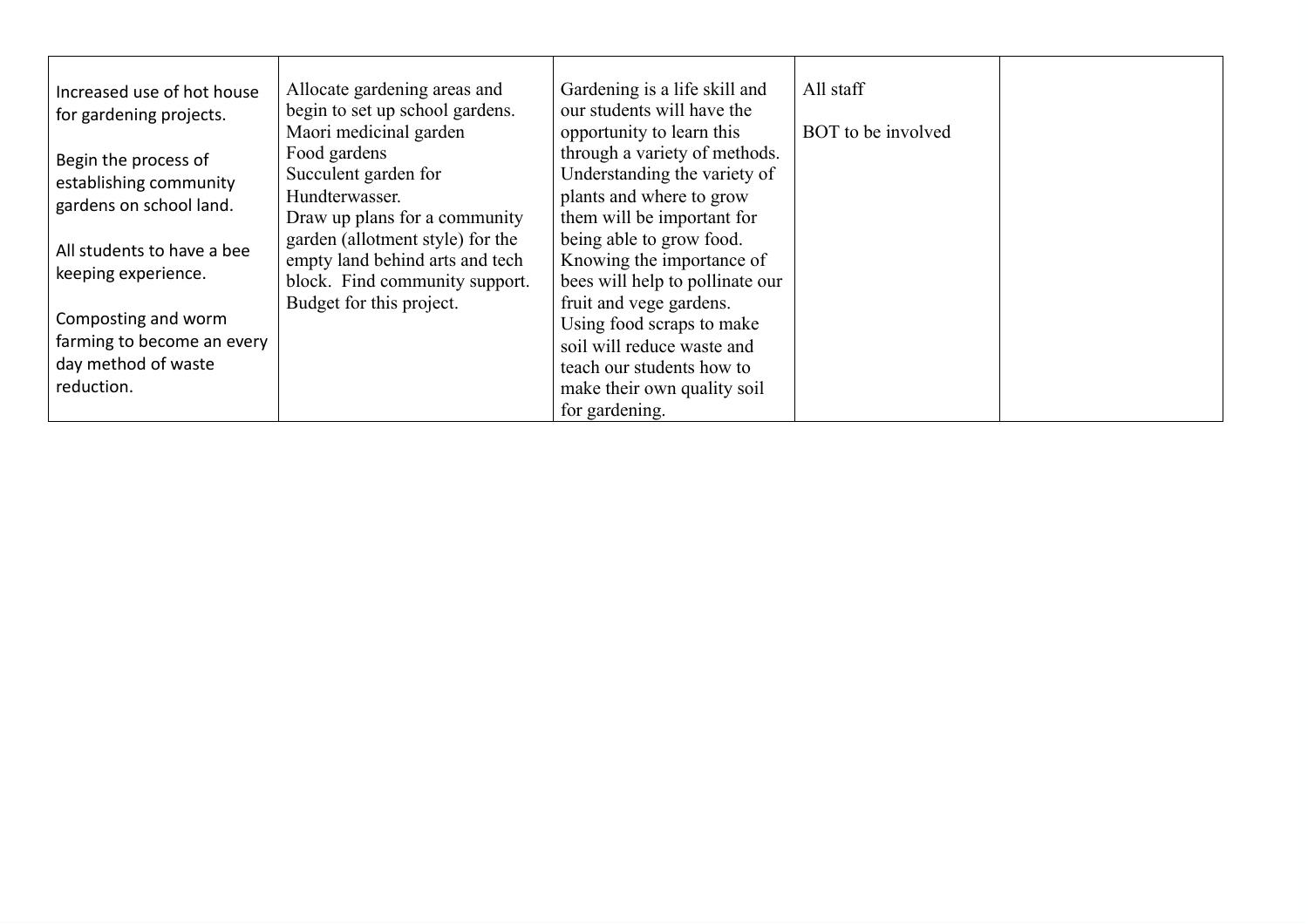| | | | | |
|---|---|---|---|---|
| Increased use of hot house for gardening projects.<br><br>Begin the process of establishing community gardens on school land.<br><br>All students to have a bee keeping experience.<br><br>Composting and worm farming to become an every day method of waste reduction. | Allocate gardening areas and begin to set up school gardens.<br>Maori medicinal garden<br>Food gardens<br>Succulent garden for Hundterwasser.<br>Draw up plans for a community garden (allotment style) for the empty land behind arts and tech block. Find community support.<br>Budget for this project. | Gardening is a life skill and our students will have the opportunity to learn this through a variety of methods.<br>Understanding the variety of plants and where to grow them will be important for being able to grow food.<br>Knowing the importance of bees will help to pollinate our fruit and vege gardens.<br>Using food scraps to make soil will reduce waste and teach our students how to make their own quality soil for gardening. | All staff<br><br>BOT to be involved | |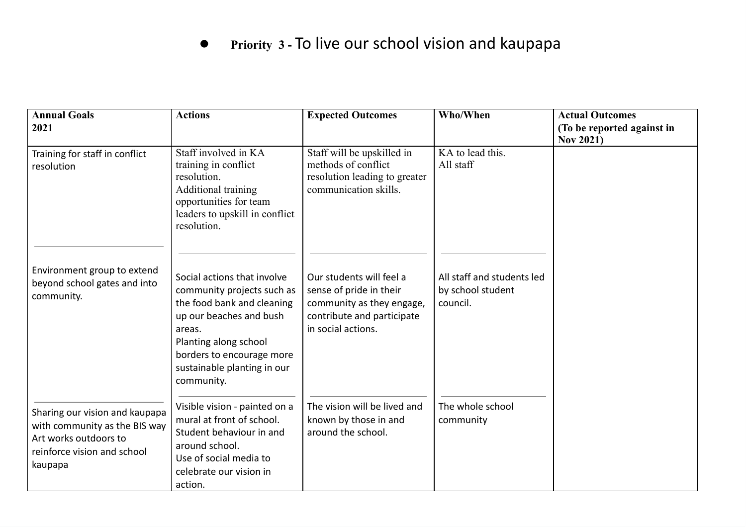- **Priority 3 -** To live our school vision and kaupapa

| **Annual Goals 2021** | **Actions** | **Expected Outcomes** | **Who/When** | **Actual Outcomes (To be reported against in Nov 2021)** |
|---|---|---|---|---|
| Training for staff in conflict resolution | Staff involved in KA training in conflict resolution. Additional training opportunities for team leaders to upskill in conflict resolution. | Staff will be upskilled in methods of conflict resolution leading to greater communication skills. | KA to lead this. All staff | |
| Environment group to extend beyond school gates and into community. | Social actions that involve community projects such as the food bank and cleaning up our beaches and bush areas. Planting along school borders to encourage more sustainable planting in our community. | Our students will feel a sense of pride in their community as they engage, contribute and participate in social actions. | All staff and students led by school student council. | |
| Sharing our vision and kaupapa with community as the BIS way Art works outdoors to reinforce vision and school kaupapa | Visible vision - painted on a mural at front of school. Student behaviour in and around school. Use of social media to celebrate our vision in action. | The vision will be lived and known by those in and around the school. | The whole school community | |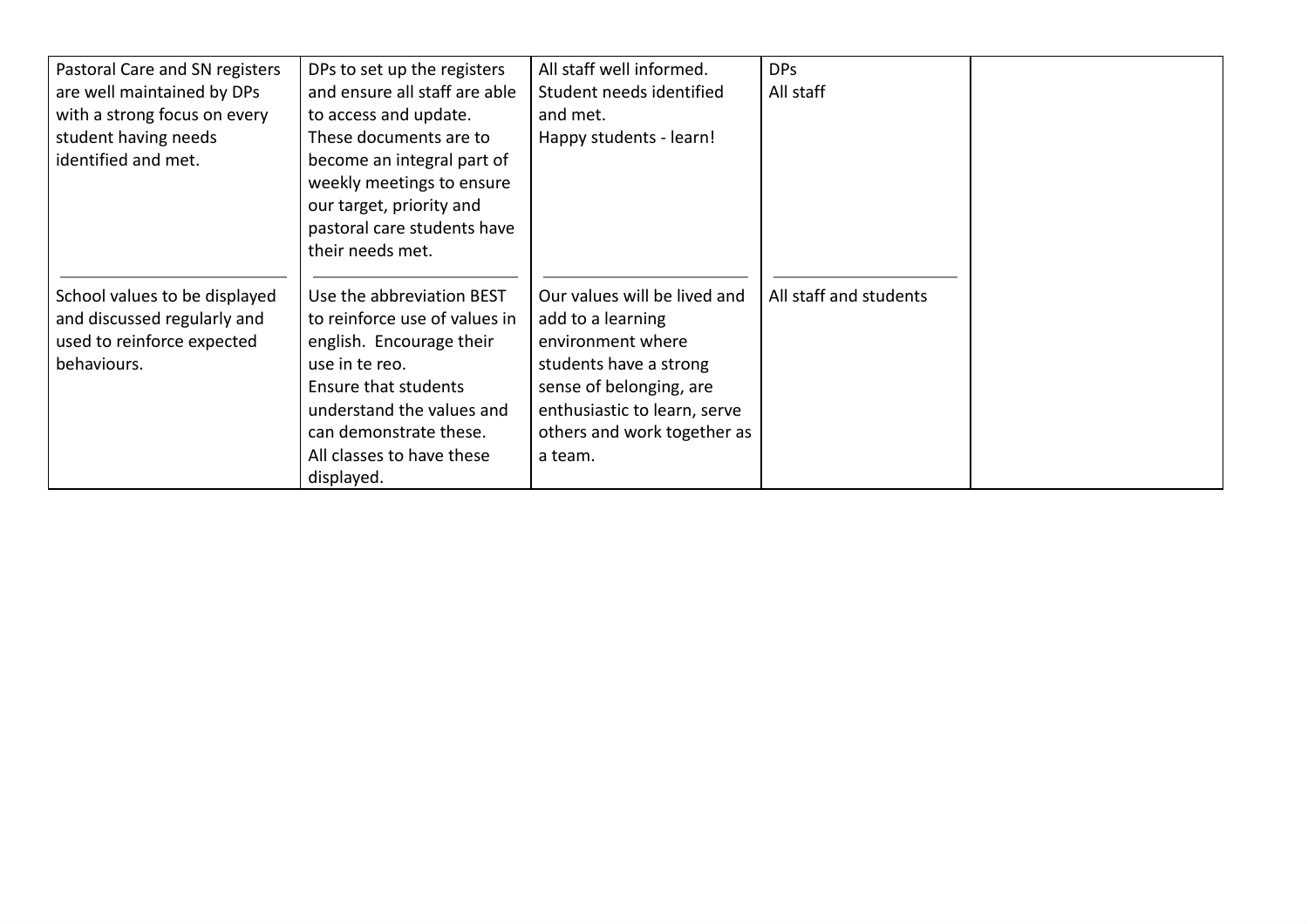| | | | | |
|---|---|---|---|---|
| Pastoral Care and SN registers are well maintained by DPs with a strong focus on every student having needs identified and met. | DPs to set up the registers and ensure all staff are able to access and update. These documents are to become an integral part of weekly meetings to ensure our target, priority and pastoral care students have their needs met. | All staff well informed. Student needs identified and met. Happy students - learn! | DPs All staff | |
| School values to be displayed and discussed regularly and used to reinforce expected behaviours. | Use the abbreviation BEST to reinforce use of values in english. Encourage their use in te reo. Ensure that students understand the values and can demonstrate these. All classes to have these displayed. | Our values will be lived and add to a learning environment where students have a strong sense of belonging, are enthusiastic to learn, serve others and work together as a team. | All staff and students | |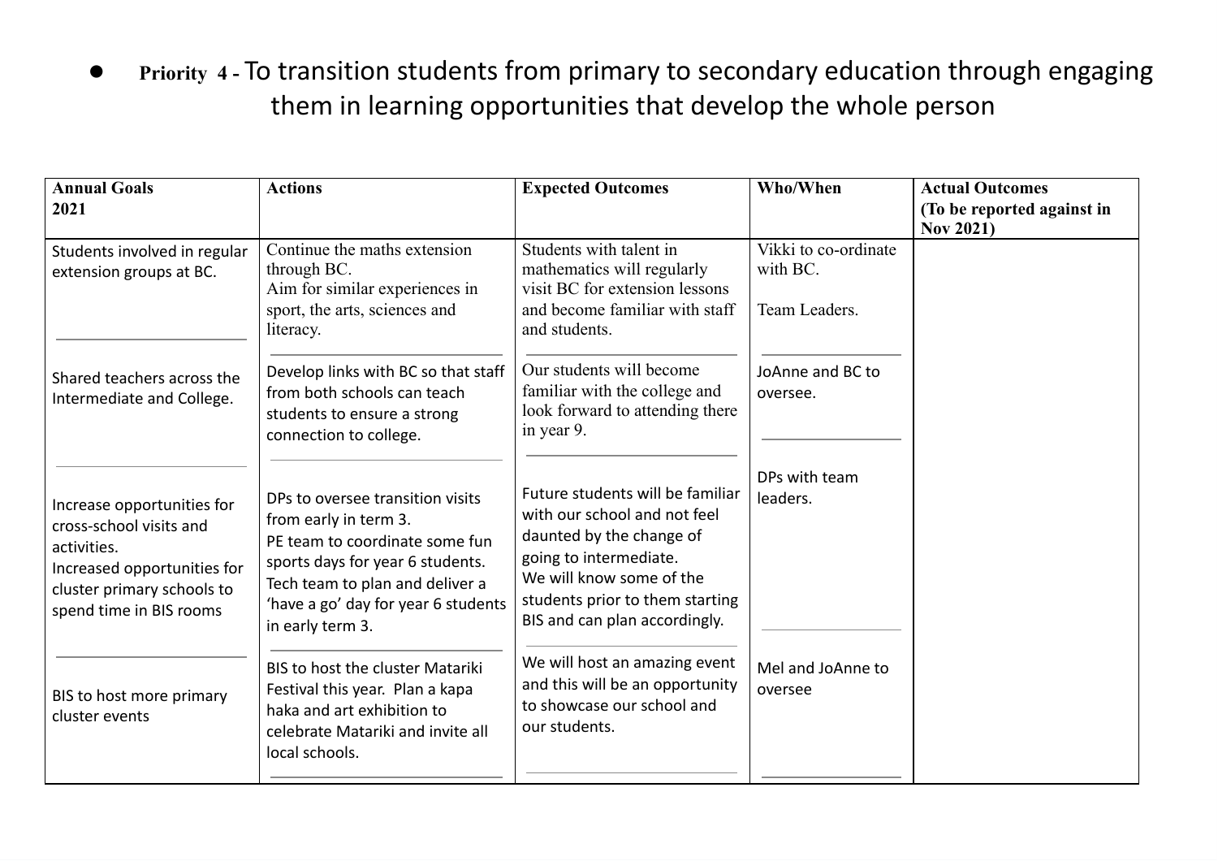- **Priority 4 -** To transition students from primary to secondary education through engaging them in learning opportunities that develop the whole person

| **Annual Goals 2021** | **Actions** | **Expected Outcomes** | **Who/When** | **Actual Outcomes (To be reported against in Nov 2021)** |
|---|---|---|---|---|
| Students involved in regular extension groups at BC. | Continue the maths extension through BC.<br>Aim for similar experiences in sport, the arts, sciences and literacy. | Students with talent in mathematics will regularly visit BC for extension lessons and become familiar with staff and students. | Vikki to co-ordinate with BC.<br><br>Team Leaders. | |
| Shared teachers across the Intermediate and College. | Develop links with BC so that staff from both schools can teach students to ensure a strong connection to college. | Our students will become familiar with the college and look forward to attending there in year 9. | JoAnne and BC to oversee. | |
| Increase opportunities for cross-school visits and activities.<br>Increased opportunities for cluster primary schools to spend time in BIS rooms | DPs to oversee transition visits from early in term 3.<br>PE team to coordinate some fun sports days for year 6 students.<br>Tech team to plan and deliver a 'have a go' day for year 6 students in early term 3. | Future students will be familiar with our school and not feel daunted by the change of going to intermediate.<br>We will know some of the students prior to them starting BIS and can plan accordingly. | DPs with team leaders. | |
| BIS to host more primary cluster events | BIS to host the cluster Matariki Festival this year. Plan a kapa haka and art exhibition to celebrate Matariki and invite all local schools. | We will host an amazing event and this will be an opportunity to showcase our school and our students. | Mel and JoAnne to oversee | |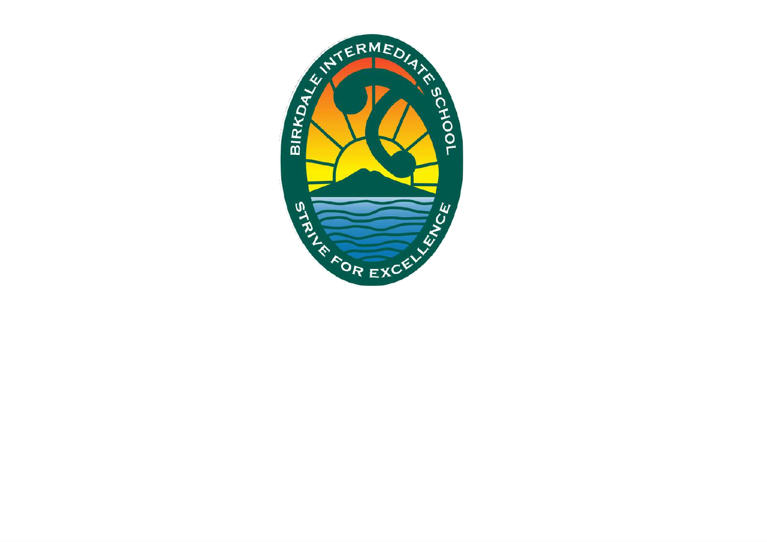BIRKDALE INTERMEDIATE SCHOOL

STRIVE FOR EXCELLENCE